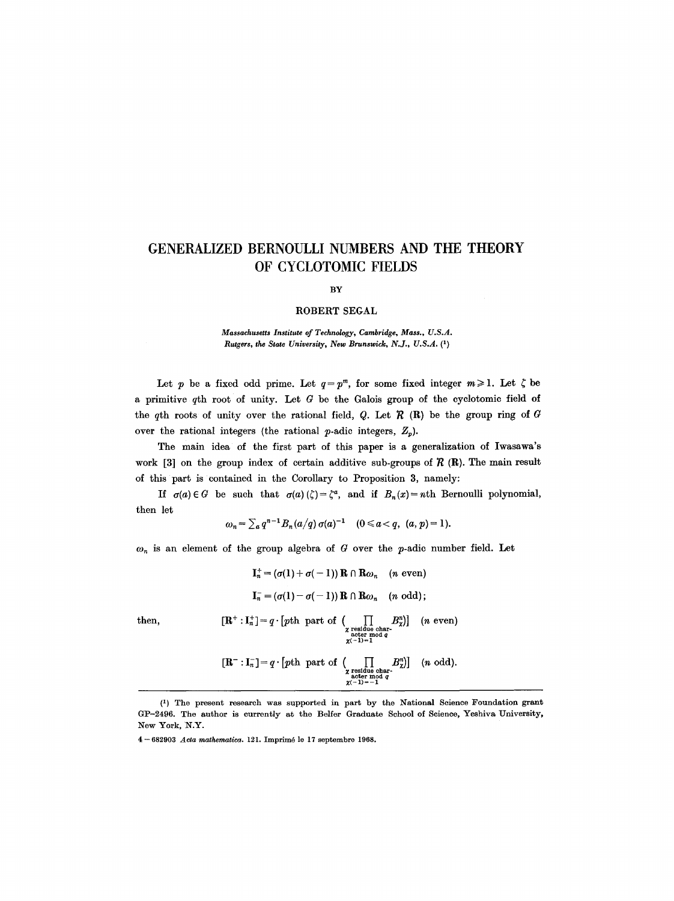# GENERALIZED BERNOULLI NUMBERS AND THE THEORY OF CYCLOTOMIC FIELDS

BY

ROBERT SEGAL

*Massachusetts Institute of Technology, Cambridge, Mass., U.S.A.*
*Rutgers, the State University, New Brunswick, N.J., U.S.A.* (1)

Let $p$ be a fixed odd prime. Let $q = p^m$, for some fixed integer $m \geq 1$. Let $\zeta$ be a primitive $q$th root of unity. Let $G$ be the Galois group of the cyclotomic field of the $q$th roots of unity over the rational field, $Q$. Let $\mathcal{R}$ $(\mathbf{R})$ be the group ring of $G$ over the rational integers (the rational $p$-adic integers, $Z_p$).

The main idea of the first part of this paper is a generalization of Iwasawa's work [3] on the group index of certain additive sub-groups of $\mathcal{R}$ $(\mathbf{R})$. The main result of this part is contained in the Corollary to Proposition 3, namely:

If $\sigma(a) \in G$ be such that $\sigma(a)(\zeta) = \zeta^a$, and if $B_n(x) = n$th Bernoulli polynomial, then let

$$\omega_n = \sum_a q^{n-1} B_n(a/q)\, \sigma(a)^{-1} \quad (0 \leq a < q,\ (a, p) = 1).$$

$\omega_n$ is an element of the group algebra of $G$ over the $p$-adic number field. Let

$$\mathbf{I}_n^+ = (\sigma(1) + \sigma(-1))\, \mathbf{R} \cap \mathbf{R}\omega_n \quad (n \text{ even})$$

$$\mathbf{I}_n^- = (\sigma(1) - \sigma(-1))\, \mathbf{R} \cap \mathbf{R}\omega_n \quad (n \text{ odd});$$

then,

$$[\mathbf{R}^+ : \mathbf{I}_n^+] = q \cdot [p\text{th part of } (\prod_{\substack{\chi \text{ residue character mod } q \\ \chi(-1)=1}} B_\chi^n)] \quad (n \text{ even})$$

$$[\mathbf{R}^- : \mathbf{I}_n^-] = q \cdot [p\text{th part of } (\prod_{\substack{\chi \text{ residue character mod } q \\ \chi(-1)=-1}} B_\chi^n)] \quad (n \text{ odd}).$$

---

(1) The present research was supported in part by the National Science Foundation grant GP-2496. The author is currently at the Belfer Graduate School of Science, Yeshiva University, New York, N.Y.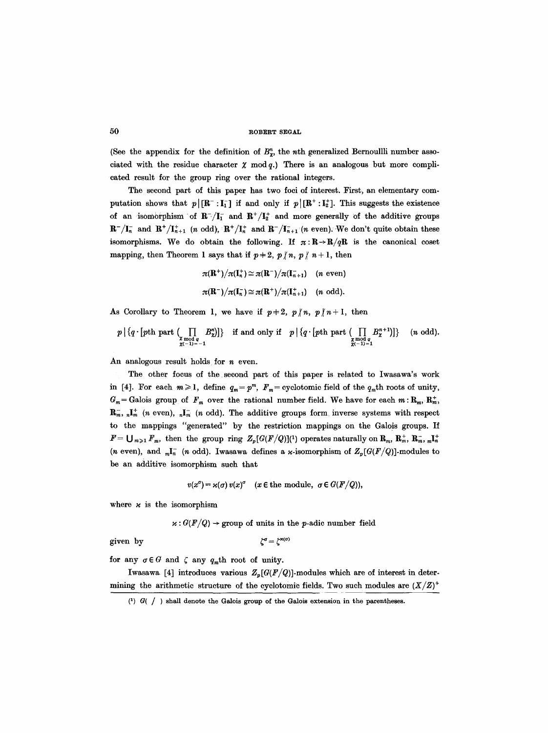(See the appendix for the definition of $B_\chi^n$, the $n$th generalized Bernoullli number associated with the residue character $\chi \bmod q$.) There is an analogous but more complicated result for the group ring over the rational integers.

The second part of this paper has two foci of interest. First, an elementary computation shows that $p \mid [\mathbf{R}^- : \mathbf{I}_1^-]$ if and only if $p \mid [\mathbf{R}^+ : \mathbf{I}_2^+]$. This suggests the existence of an isomorphism of $\mathbf{R}^-/\mathbf{I}_1^-$ and $\mathbf{R}^+/\mathbf{I}_2^+$ and more generally of the additive groups $\mathbf{R}^-/\mathbf{I}_n^-$ and $\mathbf{R}^+/\mathbf{I}_{n+1}^+$ ($n$ odd), $\mathbf{R}^+/\mathbf{I}_n^+$ and $\mathbf{R}^-/\mathbf{I}_{n+1}^-$ ($n$ even). We don't quite obtain these isomorphisms. We do obtain the following. If $\pi : \mathbf{R} \to \mathbf{R}/q\mathbf{R}$ is the canonical coset mapping, then Theorem 1 says that if $p \neq 2$, $p \nmid n$, $p \nmid n+1$, then

$$\pi(\mathbf{R}^+)/\pi(\mathbf{I}_n^+) \cong \pi(\mathbf{R}^-)/\pi(\mathbf{I}_{n+1}^-) \quad (n \text{ even})$$

$$\pi(\mathbf{R}^-)/\pi(\mathbf{I}_n^-) \cong \pi(\mathbf{R}^+)/\pi(\mathbf{I}_{n+1}^+) \quad (n \text{ odd}).$$

As Corollary to Theorem 1, we have if $p \neq 2$, $p \nmid n$, $p \nmid n+1$, then

$$p \mid \{q \cdot [p\text{th part } (\prod_{\substack{\chi \bmod q \\ \chi(-1)=-1}} B_\chi^n)]\} \quad \text{if and only if} \quad p \mid \{q \cdot [p\text{th part } (\prod_{\substack{\chi \bmod q \\ \chi(-1)=1}} B_\chi^{n+1})]\} \quad (n \text{ odd}).$$

An analogous result holds for $n$ even.

The other focus of the second part of this paper is related to Iwasawa's work in [4]. For each $m \geq 1$, define $q_m = p^m$, $F_m$ = cyclotomic field of the $q_m$th roots of unity, $G_m$ = Galois group of $F_m$ over the rational number field. We have for each $m$: $\mathbf{R}_m$, $\mathbf{R}_m^+$, $\mathbf{R}_m^-$, ${}_n\mathbf{I}_m^+$ ($n$ even), ${}_n\mathbf{I}_m^-$ ($n$ odd). The additive groups form inverse systems with respect to the mappings "generated" by the restriction mappings on the Galois groups. If $F = \bigcup_{m \geq 1} F_m$, then the group ring $Z_p[G(F/Q)]$[1] operates naturally on $\mathbf{R}_m$, $\mathbf{R}_m^+$, $\mathbf{R}_m^-$, ${}_m\mathbf{I}_n^+$ ($n$ even), and ${}_m\mathbf{I}_n^-$ ($n$ odd). Iwasawa defines a $\varkappa$-isomorphism of $Z_p[G(F/Q)]$-modules to be an additive isomorphism such that

$$v(x^\sigma) = \varkappa(\sigma)\, v(x)^\sigma \quad (x \in \text{the module}, \ \sigma \in G(F/Q)),$$

where $\varkappa$ is the isomorphism

$$\varkappa : G(F/Q) \to \text{group of units in the } p\text{-adic number field}$$

given by

$$\zeta^\sigma = \zeta^{\varkappa(\sigma)}$$

for any $\sigma \in G$ and $\zeta$ any $q_m$th root of unity.

Iwasawa [4] introduces various $Z_p[G(F/Q)]$-modules which are of interest in determining the arithmetic structure of the cyclotomic fields. Two such modules are $(X/Z)^+$

---

[1] $G(\ /\ )$ shall denote the Galois group of the Galois extension in the parentheses.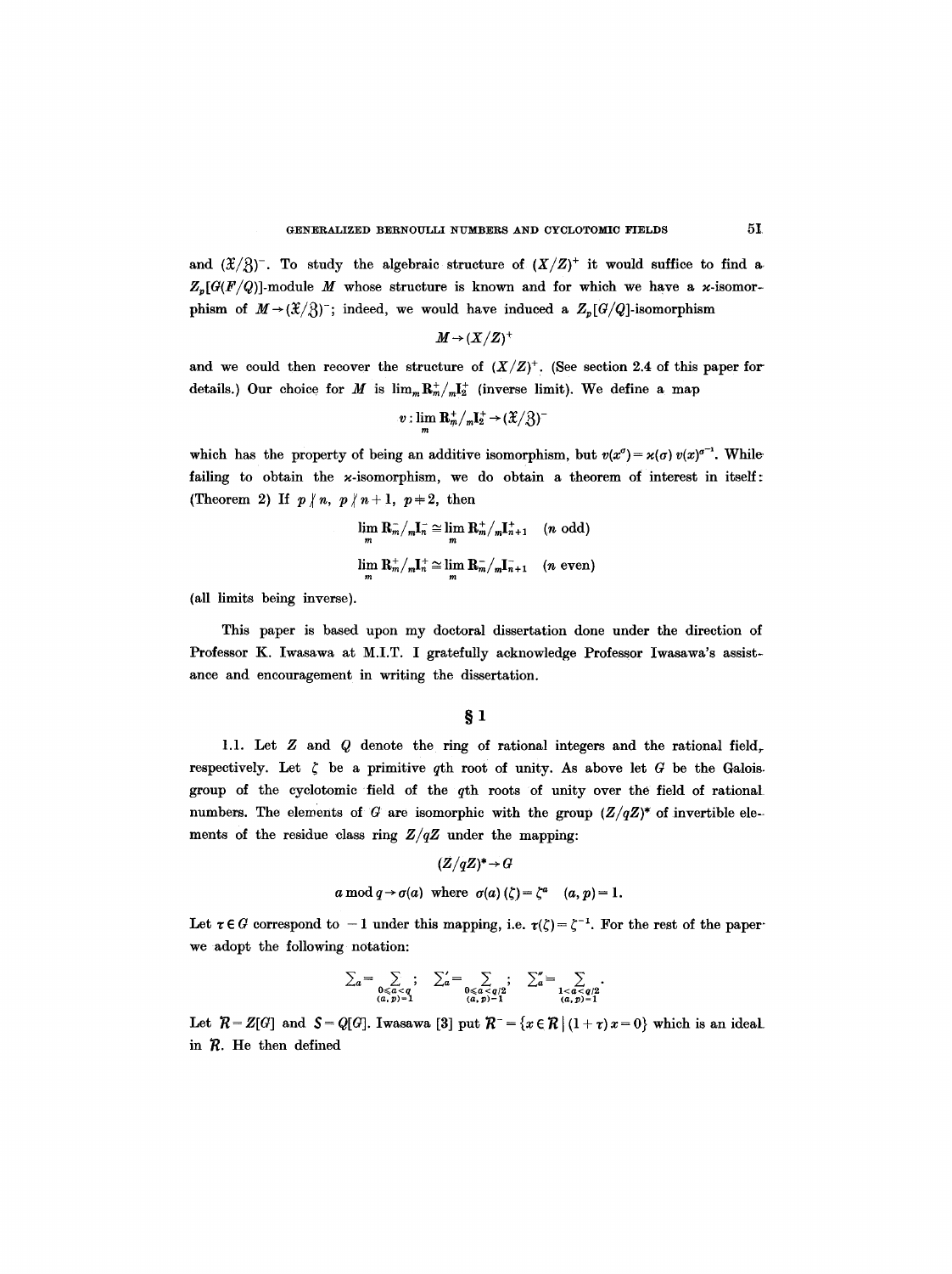and $(\mathfrak{X}/\mathfrak{Z})^-$. To study the algebraic structure of $(X/Z)^+$ it would suffice to find a $Z_p[G(F/Q)]$-module $M$ whose structure is known and for which we have a $\varkappa$-isomorphism of $M \to (\mathfrak{X}/\mathfrak{Z})^-$; indeed, we would have induced a $Z_p[G/Q]$-isomorphism

$$M \to (X/Z)^+$$

and we could then recover the structure of $(X/Z)^+$. (See section 2.4 of this paper for details.) Our choice for $M$ is $\lim_m \mathbf{R}_m^+/_m\mathbf{I}_2^+$ (inverse limit). We define a map

$$v : \lim_m \mathbf{R}_m^+/_m\mathbf{I}_2^+ \to (\mathfrak{X}/\mathfrak{Z})^-$$

which has the property of being an additive isomorphism, but $v(x^\sigma) = \varkappa(\sigma)\, v(x)^{\sigma^{-1}}$. While failing to obtain the $\varkappa$-isomorphism, we do obtain a theorem of interest in itself: (Theorem 2) If $p \nmid n$, $p \nmid n+1$, $p \neq 2$, then

$$\lim_m \mathbf{R}_m^-/_m\mathbf{I}_n^- \cong \lim_m \mathbf{R}_m^+/_m\mathbf{I}_{n+1}^+ \quad (n \text{ odd})$$

$$\lim_m \mathbf{R}_m^+/_m\mathbf{I}_n^+ \cong \lim_m \mathbf{R}_m^-/_m\mathbf{I}_{n+1}^- \quad (n \text{ even})$$

(all limits being inverse).

This paper is based upon my doctoral dissertation done under the direction of Professor K. Iwasawa at M.I.T. I gratefully acknowledge Professor Iwasawa's assistance and encouragement in writing the dissertation.

## § 1

1.1. Let $Z$ and $Q$ denote the ring of rational integers and the rational field, respectively. Let $\zeta$ be a primitive $q$th root of unity. As above let $G$ be the Galois group of the cyclotomic field of the $q$th roots of unity over the field of rational numbers. The elements of $G$ are isomorphic with the group $(Z/qZ)^*$ of invertible elements of the residue class ring $Z/qZ$ under the mapping:

$$(Z/qZ)^* \to G$$

$$a \bmod q \to \sigma(a) \text{ where } \sigma(a)(\zeta) = \zeta^a \quad (a, p) = 1.$$

Let $\tau \in G$ correspond to $-1$ under this mapping, i.e. $\tau(\zeta) = \zeta^{-1}$. For the rest of the paper we adopt the following notation:

$$\sum_a = \sum_{\substack{0 \leq a < q \\ (a,p)=1}}; \quad \sum_a' = \sum_{\substack{0 \leq a < q/2 \\ (a,p)=1}}; \quad \sum_a'' = \sum_{\substack{1 < a < q/2 \\ (a,p)=1}}.$$

Let $\mathcal{R} = Z[G]$ and $\mathcal{S} = Q[G]$. Iwasawa [3] put $\mathcal{R}^- = \{x \in \mathcal{R} \mid (1+\tau)x = 0\}$ which is an ideal in $\mathcal{R}$. He then defined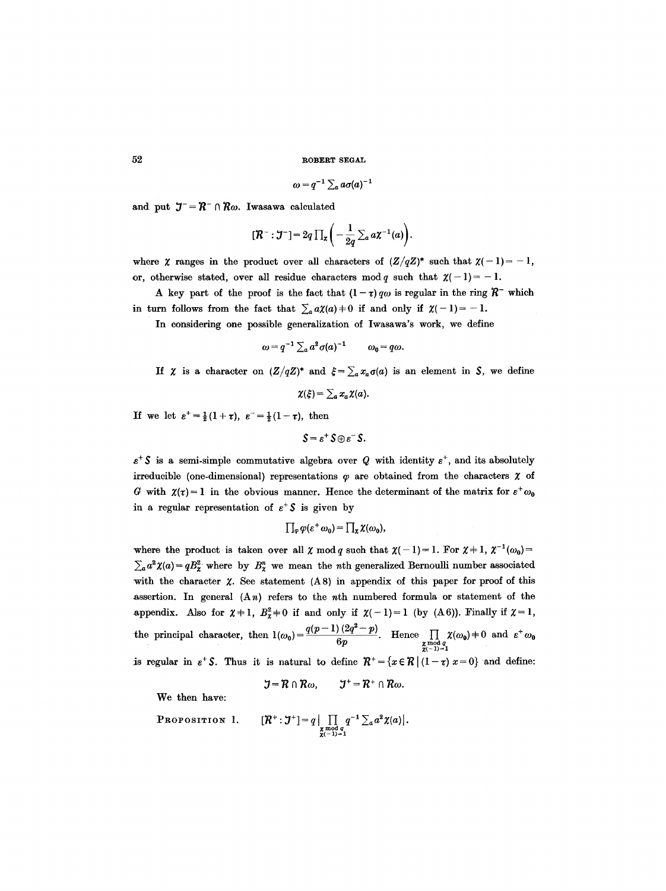$$\omega = q^{-1} \sum_a a\sigma(a)^{-1}$$

and put $\mathcal{J}^- = \mathcal{R}^- \cap \mathcal{R}\omega$. Iwasawa calculated

$$[\mathcal{R}^- : \mathcal{J}^-] = 2q \prod_\chi \left( -\frac{1}{2q} \sum_a a\chi^{-1}(a) \right).$$

where $\chi$ ranges in the product over all characters of $(Z/qZ)^*$ such that $\chi(-1) = -1$, or, otherwise stated, over all residue characters mod $q$ such that $\chi(-1) = -1$.

A key part of the proof is the fact that $(1-\tau) q\omega$ is regular in the ring $\mathcal{R}^-$ which in turn follows from the fact that $\sum_a a\chi(a) \neq 0$ if and only if $\chi(-1) = -1$.

In considering one possible generalization of Iwasawa's work, we define

$$\omega = q^{-1} \sum_a a^2 \sigma(a)^{-1} \qquad \omega_0 = q\omega.$$

If $\chi$ is a character on $(Z/qZ)^*$ and $\xi = \sum_a x_a \sigma(a)$ is an element in $S$, we define

$$\chi(\xi) = \sum_a x_a \chi(a).$$

If we let $\varepsilon^+ = \frac{1}{2}(1+\tau)$, $\varepsilon^- = \frac{1}{2}(1-\tau)$, then

$$S = \varepsilon^+ S \oplus \varepsilon^- S.$$

$\varepsilon^+ S$ is a semi-simple commutative algebra over $Q$ with identity $\varepsilon^+$, and its absolutely irreducible (one-dimensional) representations $\varphi$ are obtained from the characters $\chi$ of $G$ with $\chi(\tau) = 1$ in the obvious manner. Hence the determinant of the matrix for $\varepsilon^+ \omega_0$ in a regular representation of $\varepsilon^+ S$ is given by

$$\prod_\varphi \varphi(\varepsilon^+ \omega_0) = \prod_\chi \chi(\omega_0),$$

where the product is taken over all $\chi$ mod $q$ such that $\chi(-1) = 1$. For $\chi \neq 1$, $\chi^{-1}(\omega_0) = \sum_a a^2 \chi(a) = qB_\chi^2$ where by $B_\chi^n$ we mean the $n$th generalized Bernoulli number associated with the character $\chi$. See statement (A 8) in appendix of this paper for proof of this assertion. In general (A$n$) refers to the $n$th numbered formula or statement of the appendix. Also for $\chi \neq 1$, $B_\chi^2 \neq 0$ if and only if $\chi(-1) = 1$ (by (A 6)). Finally if $\chi = 1$, the principal character, then $1(\omega_0) = \dfrac{q(p-1)(2q^2-p)}{6p}$. Hence $\prod_{\substack{\chi \bmod q \\ \chi(-1)=1}} \chi(\omega_0) \neq 0$ and $\varepsilon^+ \omega_0$ is regular in $\varepsilon^+ S$. Thus it is natural to define $\mathcal{R}^+ = \{x \in \mathcal{R} \mid (1-\tau)x = 0\}$ and define:

$$\mathcal{J} = \mathcal{R} \cap \mathcal{R}\omega, \qquad \mathcal{J}^+ = \mathcal{R}^+ \cap \mathcal{R}\omega.$$

We then have:

**Proposition 1.** $\quad [\mathcal{R}^+ : \mathcal{J}^+] = q \left| \prod_{\substack{\chi \bmod q \\ \chi(-1)=1}} q^{-1} \sum_a a^2 \chi(a) \right|.$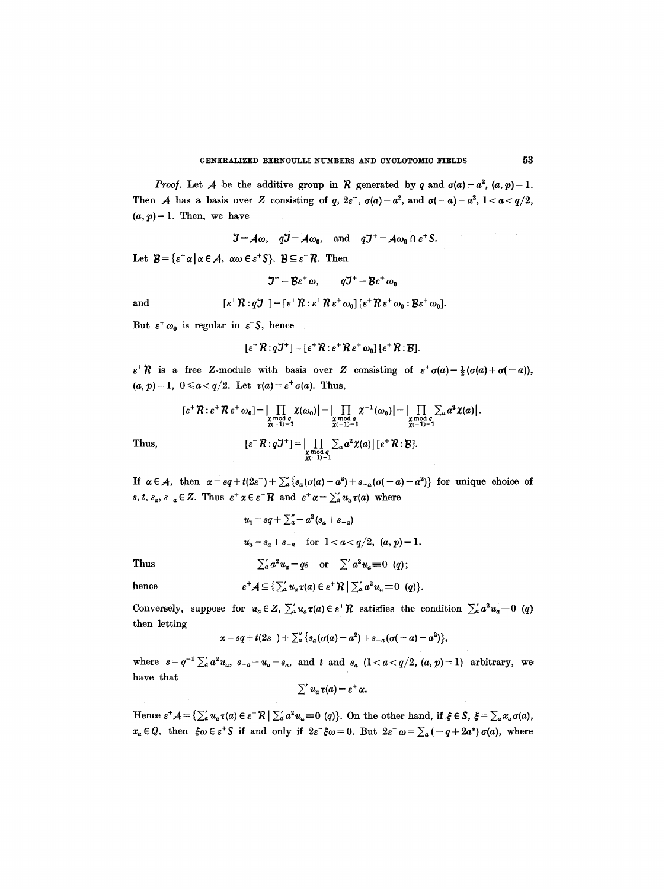*Proof.* Let $\mathcal{A}$ be the additive group in $\mathcal{R}$ generated by $q$ and $\sigma(a)-a^2$, $(a,p)=1$. Then $\mathcal{A}$ has a basis over $Z$ consisting of $q$, $2\varepsilon^-$, $\sigma(a)-a^2$, and $\sigma(-a)-a^2$, $1<a<q/2$, $(a,p)=1$. Then, we have

$$\mathcal{J}=\mathcal{A}\omega, \quad q\mathcal{J}=\mathcal{A}\omega_0, \quad \text{and} \quad q\mathcal{J}^+=\mathcal{A}\omega_0 \cap \varepsilon^+\mathcal{S}.$$

Let $\mathcal{B}=\{\varepsilon^+\alpha \mid \alpha \in \mathcal{A},\ \alpha\omega \in \varepsilon^+\mathcal{S}\}$, $\mathcal{B}\subseteq \varepsilon^+\mathcal{R}$. Then

$$\mathcal{J}^+=\mathcal{B}\varepsilon^+\omega, \qquad q\mathcal{J}^+=\mathcal{B}\varepsilon^+\omega_0$$

and

$$[\varepsilon^+\mathcal{R}:q\mathcal{J}^+]=[\varepsilon^+\mathcal{R}:\varepsilon^+\mathcal{R}\varepsilon^+\omega_0][\varepsilon^+\mathcal{R}\varepsilon^+\omega_0:\mathcal{B}\varepsilon^+\omega_0].$$

But $\varepsilon^+\omega_0$ is regular in $\varepsilon^+\mathcal{S}$, hence

$$[\varepsilon^+\mathcal{R}:q\mathcal{J}^+]=[\varepsilon^+\mathcal{R}:\varepsilon^+\mathcal{R}\varepsilon^+\omega_0][\varepsilon^+\mathcal{R}:\mathcal{B}].$$

$\varepsilon^+\mathcal{R}$ is a free $Z$-module with basis over $Z$ consisting of $\varepsilon^+\sigma(a)=\frac{1}{2}(\sigma(a)+\sigma(-a))$, $(a,p)=1$, $0\leqslant a<q/2$. Let $\tau(a)=\varepsilon^+\sigma(a)$. Thus,

$$[\varepsilon^+\mathcal{R}:\varepsilon^+\mathcal{R}\varepsilon^+\omega_0]=\Big|\prod_{\substack{\chi \bmod q\\ \chi(-1)=1}}\chi(\omega_0)\Big|=\Big|\prod_{\substack{\chi \bmod q\\ \chi(-1)=1}}\chi^{-1}(\omega_0)\Big|=\Big|\prod_{\substack{\chi \bmod q\\ \chi(-1)=1}}\textstyle\sum_a a^2\chi(a)\Big|.$$

Thus,

$$[\varepsilon^+\mathcal{R}:q\mathcal{J}^+]=\Big|\prod_{\substack{\chi \bmod q\\ \chi(-1)=1}}\textstyle\sum_a a^2\chi(a)\Big|[\varepsilon^+\mathcal{R}:\mathcal{B}].$$

If $\alpha\in\mathcal{A}$, then $\alpha=sq+t(2\varepsilon^-)+\sum''_a\{s_a(\sigma(a)-a^2)+s_{-a}(\sigma(-a)-a^2)\}$ for unique choice of $s, t, s_a, s_{-a}\in Z$. Thus $\varepsilon^+\alpha\in\varepsilon^+\mathcal{R}$ and $\varepsilon^+\alpha=\sum'_a u_a\tau(a)$ where

$$u_1=sq+\textstyle\sum''_a -a^2(s_a+s_{-a})$$

$$u_a=s_a+s_{-a} \quad \text{for } 1<a<q/2,\ (a,p)=1.$$

Thus

$$\textstyle\sum'_a a^2u_a=qs \quad \text{or} \quad \sum' a^2u_a\equiv 0 \ (q);$$

hence

$$\varepsilon^+\mathcal{A}\subseteq\{\textstyle\sum'_a u_a\tau(a)\in\varepsilon^+\mathcal{R} \mid \sum'_a a^2u_a\equiv 0\ (q)\}.$$

Conversely, suppose for $u_a\in Z$, $\sum'_a u_a\tau(a)\in\varepsilon^+\mathcal{R}$ satisfies the condition $\sum'_a a^2u_a\equiv 0\ (q)$ then letting

$$\alpha=sq+t(2\varepsilon^-)+\textstyle\sum''_a\{s_a(\sigma(a)-a^2)+s_{-a}(\sigma(-a)-a^2)\},$$

where $s=q^{-1}\sum'_a a^2u_a$, $s_{-a}=u_a-s_a$, and $t$ and $s_a$ $(1<a<q/2,\ (a,p)=1)$ arbitrary, we have that

$$\textstyle\sum' u_a\tau(a)=\varepsilon^+\alpha.$$

Hence $\varepsilon^+\mathcal{A}=\{\sum'_a u_a\tau(a)\in\varepsilon^+\mathcal{R} \mid \sum'_a a^2u_a\equiv 0\ (q)\}$. On the other hand, if $\xi\in\mathcal{S}$, $\xi=\sum_a x_a\sigma(a)$, $x_a\in Q$, then $\xi\omega\in\varepsilon^+\mathcal{S}$ if and only if $2\varepsilon^-\xi\omega=0$. But $2\varepsilon^-\omega=\sum_a(-q+2a^*)\sigma(a)$, where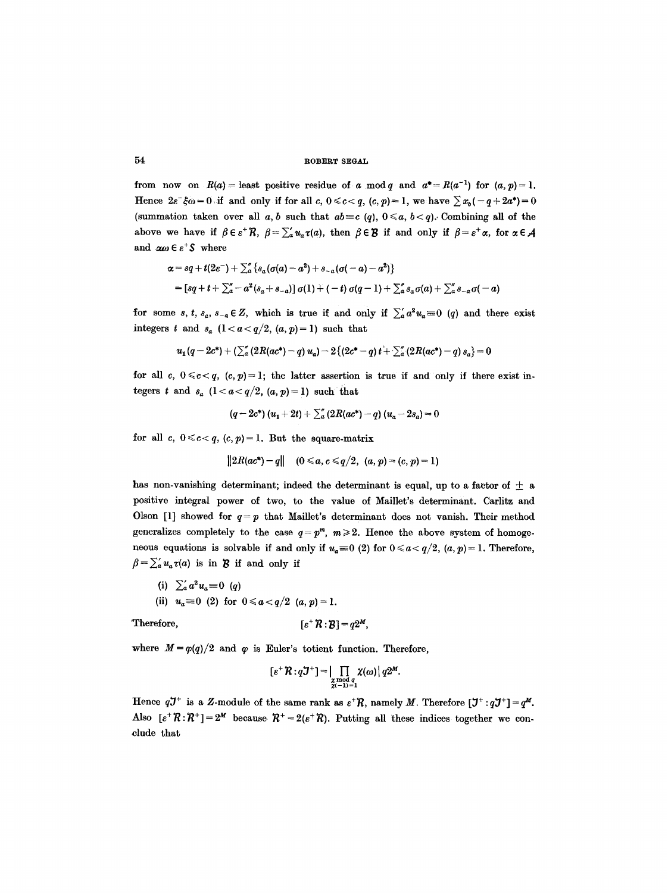from now on $R(a)$ = least positive residue of $a \bmod q$ and $a^* = R(a^{-1})$ for $(a, p) = 1$. Hence $2\varepsilon^- \xi\omega = 0$ if and only if for all $c$, $0 \leqslant c < q$, $(c, p) = 1$, we have $\sum x_b(-q + 2a^*) = 0$ (summation taken over all $a, b$ such that $ab \equiv c$ $(q)$, $0 \leqslant a, b < q$). Combining all of the above we have if $\beta \in \varepsilon^+ \mathcal{R}$, $\beta = \sum_a' u_a \tau(a)$, then $\beta \in \mathcal{B}$ if and only if $\beta = \varepsilon^+ \alpha$, for $\alpha \in \mathcal{A}$ and $\alpha\omega \in \varepsilon^+ \mathcal{S}$ where

$$\alpha = sq + t(2\varepsilon^-) + \sum_a'' \{s_a(\sigma(a) - a^2) + s_{-a}(\sigma(-a) - a^2)\}$$
$$= [sq + t + \sum_a'' - a^2(s_a + s_{-a})]\, \sigma(1) + (-t)\, \sigma(q-1) + \sum_a'' s_a \sigma(a) + \sum_a'' s_{-a} \sigma(-a)$$

for some $s, t, s_a, s_{-a} \in Z$, which is true if and only if $\sum_a' a^2 u_a \equiv 0$ $(q)$ and there exist integers $t$ and $s_a$ $(1 < a < q/2, (a, p) = 1)$ such that

$$u_1(q - 2c^*) + (\sum_a'' (2R(ac^*) - q)\, u_a) - 2\{(2c^* - q)\, t + \sum_a'' (2R(ac^*) - q)\, s_a\} = 0$$

for all $c$, $0 \leqslant c < q$, $(c, p) = 1$; the latter assertion is true if and only if there exist integers $t$ and $s_a$ $(1 < a < q/2, (a, p) = 1)$ such that

$$(q - 2c^*)\,(u_1 + 2t) + \sum_a'' (2R(ac^*) - q)\,(u_a - 2s_a) = 0$$

for all $c$, $0 \leqslant c < q$, $(c, p) = 1$. But the square-matrix

$$\|2R(ac^*) - q\| \quad (0 \leqslant a, c \leqslant q/2,\ (a, p) = (c, p) = 1)$$

has non-vanishing determinant; indeed the determinant is equal, up to a factor of $\pm$ a positive integral power of two, to the value of Maillet's determinant. Carlitz and Olson [1] showed for $q = p$ that Maillet's determinant does not vanish. Their method generalizes completely to the case $q = p^m$, $m \geqslant 2$. Hence the above system of homogeneous equations is solvable if and only if $u_a \equiv 0$ $(2)$ for $0 \leqslant a < q/2$, $(a, p) = 1$. Therefore, $\beta = \sum_a' u_a \tau(a)$ is in $\mathcal{B}$ if and only if

(i) $\sum_a' a^2 u_a \equiv 0$ $(q)$

(ii) $u_a \equiv 0$ $(2)$ for $0 \leqslant a < q/2$ $(a, p) = 1$.

Therefore,
$$[\varepsilon^+ \mathcal{R} : \mathcal{B}] = q 2^M,$$

where $M = \varphi(q)/2$ and $\varphi$ is Euler's totient function. Therefore,

$$[\varepsilon^+ \mathcal{R} : q\mathfrak{J}^+] = \Big| \prod_{\substack{\chi \bmod q \\ \chi(-1) = 1}} \chi(\omega) \Big|\, q 2^M.$$

Hence $q\mathfrak{J}^+$ is a $Z$-module of the same rank as $\varepsilon^+ \mathcal{R}$, namely $M$. Therefore $[\mathfrak{J}^+ : q\mathfrak{J}^+] = q^M$. Also $[\varepsilon^+ \mathcal{R} : \mathcal{R}^+] = 2^M$ because $\mathcal{R}^+ = 2(\varepsilon^+ \mathcal{R})$. Putting all these indices together we conclude that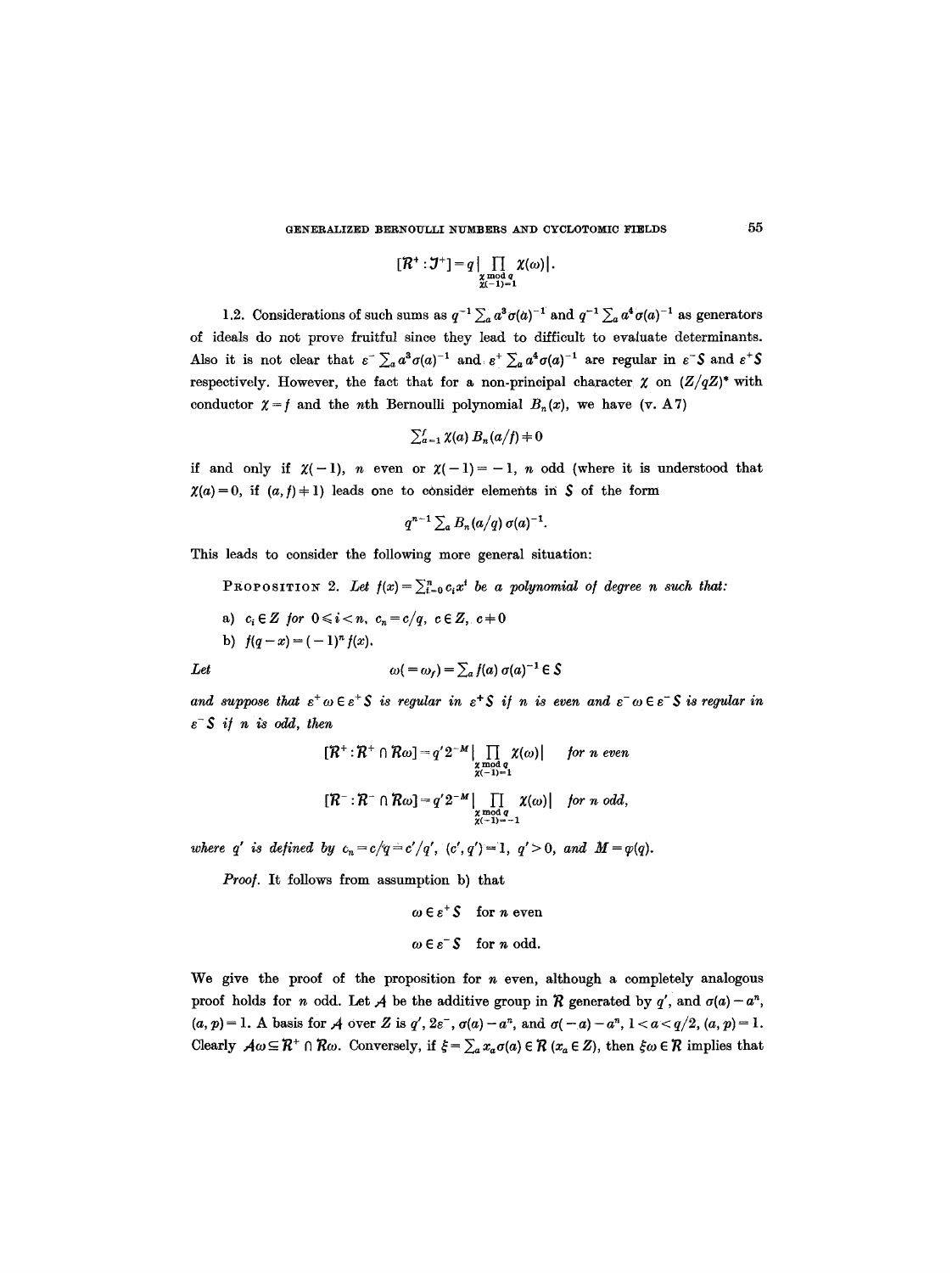$$[\mathcal{R}^+ : \mathcal{J}^+] = q \Big| \prod_{\substack{\chi \bmod q \\ \chi(-1)=1}} \chi(\omega) \Big|.$$

1.2. Considerations of such sums as $q^{-1} \sum_a a^3 \sigma(a)^{-1}$ and $q^{-1} \sum_a a^4 \sigma(a)^{-1}$ as generators of ideals do not prove fruitful since they lead to difficult to evaluate determinants. Also it is not clear that $\varepsilon^- \sum_a a^3 \sigma(a)^{-1}$ and $\varepsilon^+ \sum_a a^4 \sigma(a)^{-1}$ are regular in $\varepsilon^- S$ and $\varepsilon^+ S$ respectively. However, the fact that for a non-principal character $\chi$ on $(Z/qZ)^*$ with conductor $\chi = f$ and the $n$th Bernoulli polynomial $B_n(x)$, we have (v. A 7)

$$\sum_{a=1}^{f} \chi(a) B_n(a/f) \neq 0$$

if and only if $\chi(-1)$, $n$ even or $\chi(-1) = -1$, $n$ odd (where it is understood that $\chi(a) = 0$, if $(a, f) \neq 1$) leads one to consider elements in $S$ of the form

$$q^{n-1} \sum_a B_n(a/q) \sigma(a)^{-1}.$$

This leads to consider the following more general situation:

PROPOSITION 2. *Let $f(x) = \sum_{i=0}^{n} c_i x^i$ be a polynomial of degree $n$ such that:*

*a) $c_i \in Z$ for $0 \leqslant i < n$, $c_n = c/q$, $c \in Z$, $c \neq 0$*

*b) $f(q-x) = (-1)^n f(x)$.*

*Let*

$$\omega (= \omega_f) = \sum_a f(a) \sigma(a)^{-1} \in S$$

*and suppose that $\varepsilon^+ \omega \in \varepsilon^+ S$ is regular in $\varepsilon^+ S$ if $n$ is even and $\varepsilon^- \omega \in \varepsilon^- S$ is regular in $\varepsilon^- S$ if $n$ is odd, then*

$$[\mathcal{R}^+ : \mathcal{R}^+ \cap \mathcal{R}\omega] = q' 2^{-M} \Big| \prod_{\substack{\chi \bmod q \\ \chi(-1)=1}} \chi(\omega) \Big| \qquad \text{for } n \text{ even}$$

$$[\mathcal{R}^- : \mathcal{R}^- \cap \mathcal{R}\omega] = q' 2^{-M} \Big| \prod_{\substack{\chi \bmod q \\ \chi(-1)=-1}} \chi(\omega) \Big| \qquad \text{for } n \text{ odd,}$$

*where $q'$ is defined by $c_n = c/q = c'/q'$, $(c', q') = 1$, $q' > 0$, and $M = \varphi(q)$.*

*Proof.* It follows from assumption b) that

$$\omega \in \varepsilon^+ S \quad \text{for } n \text{ even}$$

$$\omega \in \varepsilon^- S \quad \text{for } n \text{ odd.}$$

We give the proof of the proposition for $n$ even, although a completely analogous proof holds for $n$ odd. Let $\mathcal{A}$ be the additive group in $\mathcal{R}$ generated by $q'$, and $\sigma(a) - a^n$, $(a, p) = 1$. A basis for $\mathcal{A}$ over $Z$ is $q'$, $2\varepsilon^-$, $\sigma(a) - a^n$, and $\sigma(-a) - a^n$, $1 < a < q/2$, $(a, p) = 1$. Clearly $\mathcal{A}\omega \subseteq \mathcal{R}^+ \cap \mathcal{R}\omega$. Conversely, if $\xi = \sum_a x_a \sigma(a) \in \mathcal{R}$ $(x_a \in Z)$, then $\xi\omega \in \mathcal{R}$ implies that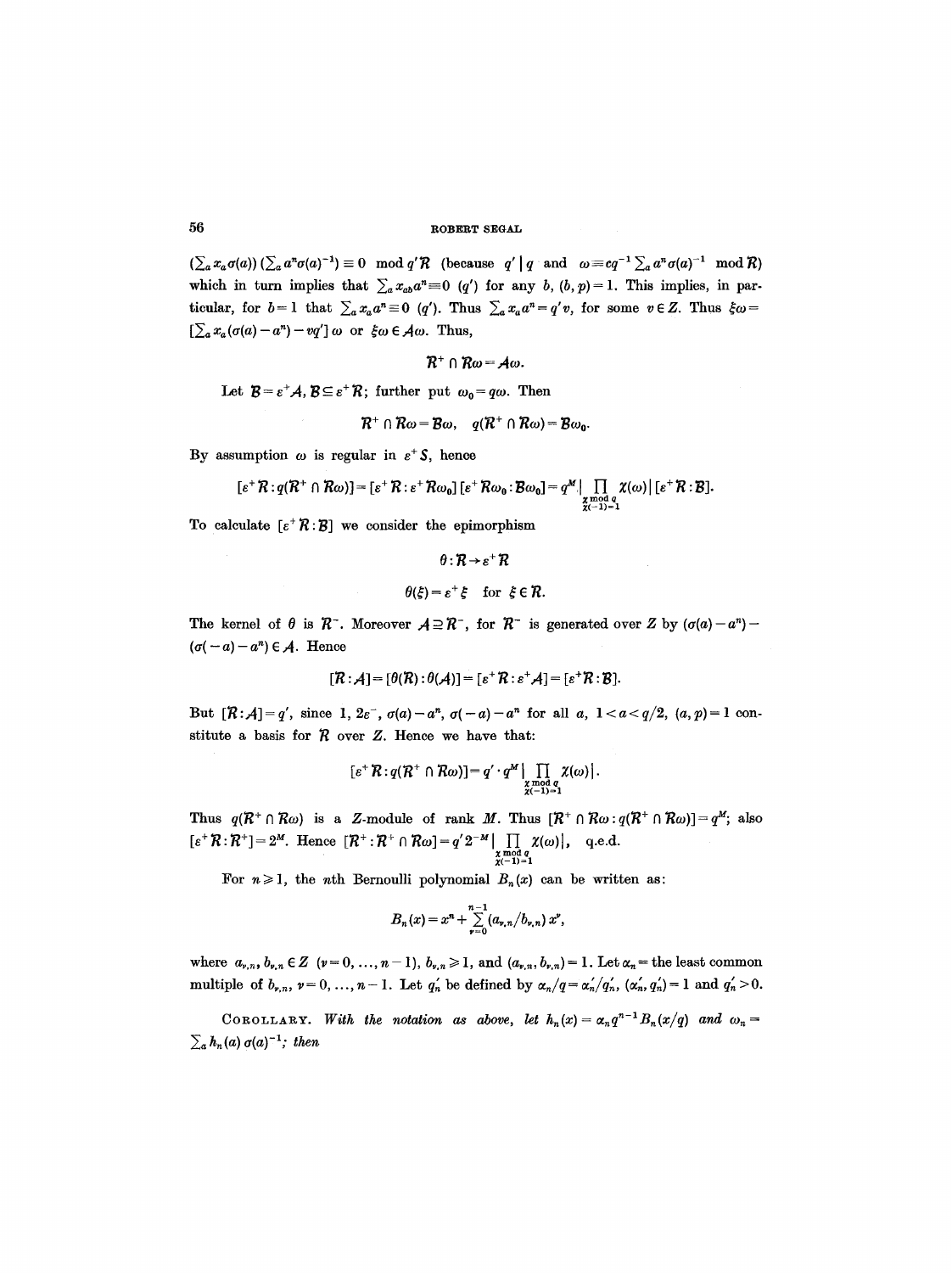$(\sum_a x_a \sigma(a))(\sum_a a^n \sigma(a)^{-1}) \equiv 0 \mod q'\mathcal{R}$ (because $q' \mid q$ and $\omega \equiv cq^{-1} \sum_a a^n \sigma(a)^{-1} \mod \mathcal{R}$) which in turn implies that $\sum_a x_{ab} a^n \equiv 0$ $(q')$ for any $b$, $(b, p) = 1$. This implies, in particular, for $b = 1$ that $\sum_a x_a a^n \equiv 0$ $(q')$. Thus $\sum_a x_a a^n = q'v$, for some $v \in Z$. Thus $\xi\omega = [\sum_a x_a(\sigma(a) - a^n) - vq']\omega$ or $\xi\omega \in \mathcal{A}\omega$. Thus,

$$\mathcal{R}^+ \cap \mathcal{R}\omega = \mathcal{A}\omega.$$

Let $\mathcal{B} = \varepsilon^+\mathcal{A}$, $\mathcal{B} \subseteq \varepsilon^+\mathcal{R}$; further put $\omega_0 = q\omega$. Then

$$\mathcal{R}^+ \cap \mathcal{R}\omega = \mathcal{B}\omega, \quad q(\mathcal{R}^+ \cap \mathcal{R}\omega) = \mathcal{B}\omega_0.$$

By assumption $\omega$ is regular in $\varepsilon^+ S$, hence

$$[\varepsilon^+\mathcal{R} : q(\mathcal{R}^+ \cap \mathcal{R}\omega)] = [\varepsilon^+\mathcal{R} : \varepsilon^+\mathcal{R}\omega_0][\varepsilon^+\mathcal{R}\omega_0 : \mathcal{B}\omega_0] = q^M \Big| \prod_{\substack{\chi \bmod q \\ \chi(-1)=1}} \chi(\omega) \Big| [\varepsilon^+\mathcal{R} : \mathcal{B}].$$

To calculate $[\varepsilon^+\mathcal{R} : \mathcal{B}]$ we consider the epimorphism

$$\theta : \mathcal{R} \to \varepsilon^+\mathcal{R}$$

$$\theta(\xi) = \varepsilon^+\xi \quad \text{for } \xi \in \mathcal{R}.$$

The kernel of $\theta$ is $\mathcal{R}^-$. Moreover $\mathcal{A} \supseteq \mathcal{R}^-$, for $\mathcal{R}^-$ is generated over $Z$ by $(\sigma(a) - a^n) - (\sigma(-a) - a^n) \in \mathcal{A}$. Hence

$$[\mathcal{R} : \mathcal{A}] = [\theta(\mathcal{R}) : \theta(\mathcal{A})] = [\varepsilon^+\mathcal{R} : \varepsilon^+\mathcal{A}] = [\varepsilon^+\mathcal{R} : \mathcal{B}].$$

But $[\mathcal{R} : \mathcal{A}] = q'$, since $1$, $2\varepsilon^-$, $\sigma(a) - a^n$, $\sigma(-a) - a^n$ for all $a$, $1 < a < q/2$, $(a, p) = 1$ constitute a basis for $\mathcal{R}$ over $Z$. Hence we have that:

$$[\varepsilon^+\mathcal{R} : q(\mathcal{R}^+ \cap \mathcal{R}\omega)] = q' \cdot q^M \Big| \prod_{\substack{\chi \bmod q \\ \chi(-1)=1}} \chi(\omega) \Big|.$$

Thus $q(\mathcal{R}^+ \cap \mathcal{R}\omega)$ is a $Z$-module of rank $M$. Thus $[\mathcal{R}^+ \cap \mathcal{R}\omega : q(\mathcal{R}^+ \cap \mathcal{R}\omega)] = q^M$; also $[\varepsilon^+\mathcal{R} : \mathcal{R}^+] = 2^M$. Hence $[\mathcal{R}^+ : \mathcal{R}^+ \cap \mathcal{R}\omega] = q' 2^{-M} \Big| \prod_{\substack{\chi \bmod q \\ \chi(-1)=1}} \chi(\omega) \Big|$, q.e.d.

For $n \geq 1$, the $n$th Bernoulli polynomial $B_n(x)$ can be written as:

$$B_n(x) = x^n + \sum_{\nu=0}^{n-1} (a_{\nu,n}/b_{\nu,n}) x^\nu,$$

where $a_{\nu,n}, b_{\nu,n} \in Z$ $(\nu = 0, \ldots, n-1)$, $b_{\nu,n} \geq 1$, and $(a_{\nu,n}, b_{\nu,n}) = 1$. Let $\alpha_n$ = the least common multiple of $b_{\nu,n}$, $\nu = 0, \ldots, n-1$. Let $q_n'$ be defined by $\alpha_n/q = \alpha_n'/q_n'$, $(\alpha_n', q_n') = 1$ and $q_n' > 0$.

COROLLARY. *With the notation as above, let* $h_n(x) = \alpha_n q^{n-1} B_n(x/q)$ *and* $\omega_n = \sum_a h_n(a) \sigma(a)^{-1}$; *then*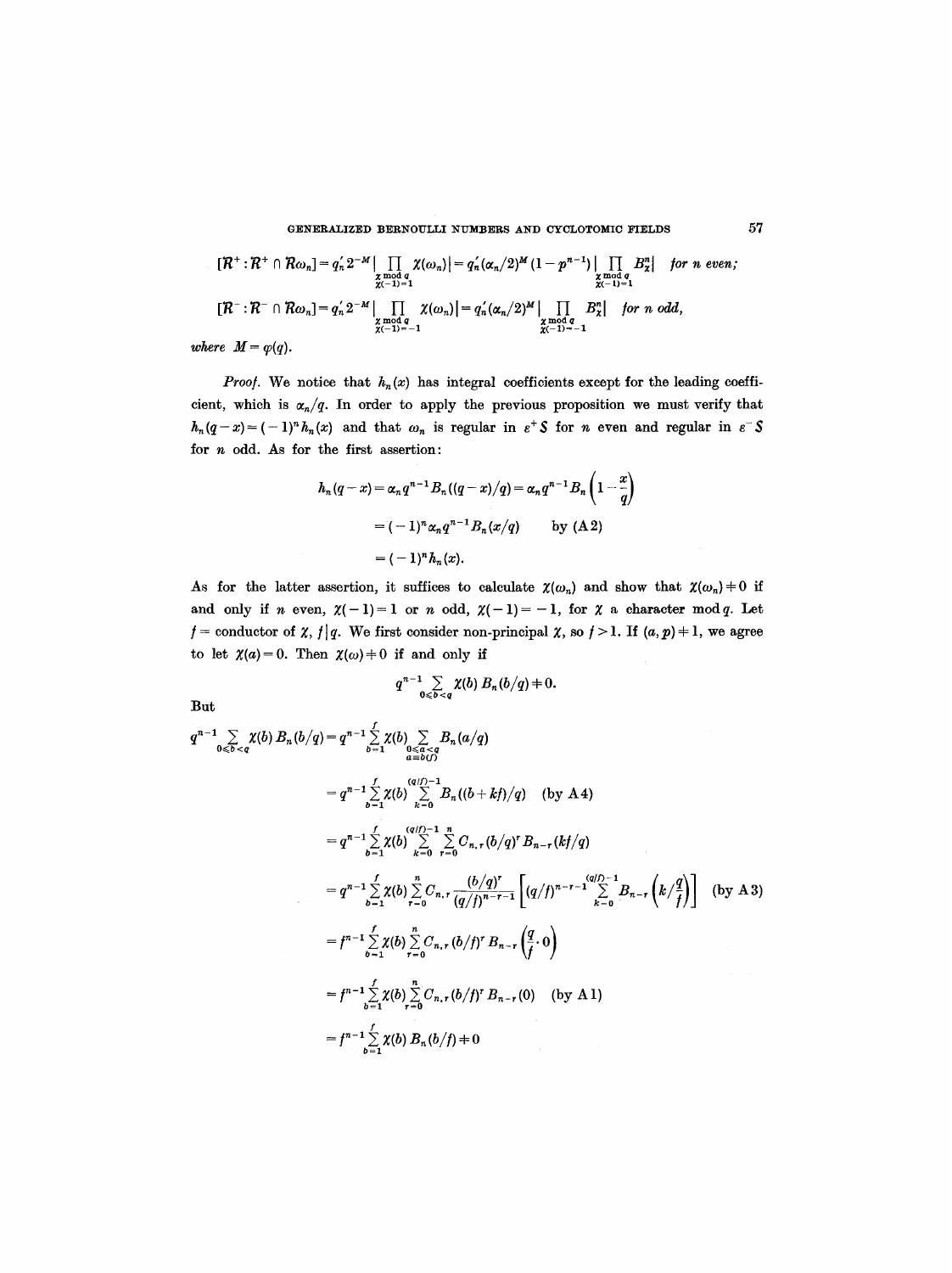$$[\mathcal{R}^+ : \mathcal{R}^+ \cap \mathcal{R}\omega_n] = q_n' 2^{-M} \Big| \prod_{\substack{\chi \bmod q \\ \chi(-1)=1}} \chi(\omega_n) \Big| = q_n' (\alpha_n/2)^M (1-p^{n-1}) \Big| \prod_{\substack{\chi \bmod q \\ \chi(-1)=1}} B_\chi^n \Big| \quad \textit{for } n \textit{ even};$$

$$[\mathcal{R}^- : \mathcal{R}^- \cap \mathcal{R}\omega_n] = q_n' 2^{-M} \Big| \prod_{\substack{\chi \bmod q \\ \chi(-1)=-1}} \chi(\omega_n) \Big| = q_n' (\alpha_n/2)^M \Big| \prod_{\substack{\chi \bmod q \\ \chi(-1)=-1}} B_\chi^n \Big| \quad \textit{for } n \textit{ odd},$$

*where* $M = \varphi(q)$.

*Proof.* We notice that $h_n(x)$ has integral coefficients except for the leading coefficient, which is $\alpha_n/q$. In order to apply the previous proposition we must verify that $h_n(q-x) = (-1)^n h_n(x)$ and that $\omega_n$ is regular in $\varepsilon^+ S$ for $n$ even and regular in $\varepsilon^- S$ for $n$ odd. As for the first assertion:

$$\begin{aligned} h_n(q-x) &= \alpha_n q^{n-1} B_n((q-x)/q) = \alpha_n q^{n-1} B_n\left(1 - \frac{x}{q}\right) \\ &= (-1)^n \alpha_n q^{n-1} B_n(x/q) \qquad \text{by (A 2)} \\ &= (-1)^n h_n(x). \end{aligned}$$

As for the latter assertion, it suffices to calculate $\chi(\omega_n)$ and show that $\chi(\omega_n) \neq 0$ if and only if $n$ even, $\chi(-1) = 1$ or $n$ odd, $\chi(-1) = -1$, for $\chi$ a character mod $q$. Let $f$ = conductor of $\chi$, $f \mid q$. We first consider non-principal $\chi$, so $f > 1$. If $(a, p) \neq 1$, we agree to let $\chi(a) = 0$. Then $\chi(\omega) \neq 0$ if and only if

$$q^{n-1} \sum_{0 \leq b < q} \chi(b) B_n(b/q) \neq 0.$$

But

$$\begin{aligned} q^{n-1} \sum_{0 \leq b < q} \chi(b) B_n(b/q) &= q^{n-1} \sum_{b=1}^{f} \chi(b) \sum_{\substack{0 \leq a < q \\ a \equiv b(f)}} B_n(a/q) \\ &= q^{n-1} \sum_{b=1}^{f} \chi(b) \sum_{k=0}^{(q/f)-1} B_n((b+kf)/q) \quad \text{(by A 4)} \\ &= q^{n-1} \sum_{b=1}^{f} \chi(b) \sum_{k=0}^{(q/f)-1} \sum_{r=0}^{n} C_{n,r} (b/q)^r B_{n-r}(kf/q) \\ &= q^{n-1} \sum_{b=1}^{f} \chi(b) \sum_{r=0}^{n} C_{n,r} \frac{(b/q)^r}{(q/f)^{n-r-1}} \left[ (q/f)^{n-r-1} \sum_{k=0}^{(q/f)-1} B_{n-r}\left(k \Big/ \frac{q}{f}\right) \right] \quad \text{(by A 3)} \\ &= f^{n-1} \sum_{b=1}^{f} \chi(b) \sum_{r=0}^{n} C_{n,r} (b/f)^r B_{n-r}\left(\frac{q}{f} \cdot 0\right) \\ &= f^{n-1} \sum_{b=1}^{f} \chi(b) \sum_{r=0}^{n} C_{n,r} (b/f)^r B_{n-r}(0) \quad \text{(by A 1)} \\ &= f^{n-1} \sum_{b=1}^{f} \chi(b) B_n(b/f) \neq 0 \end{aligned}$$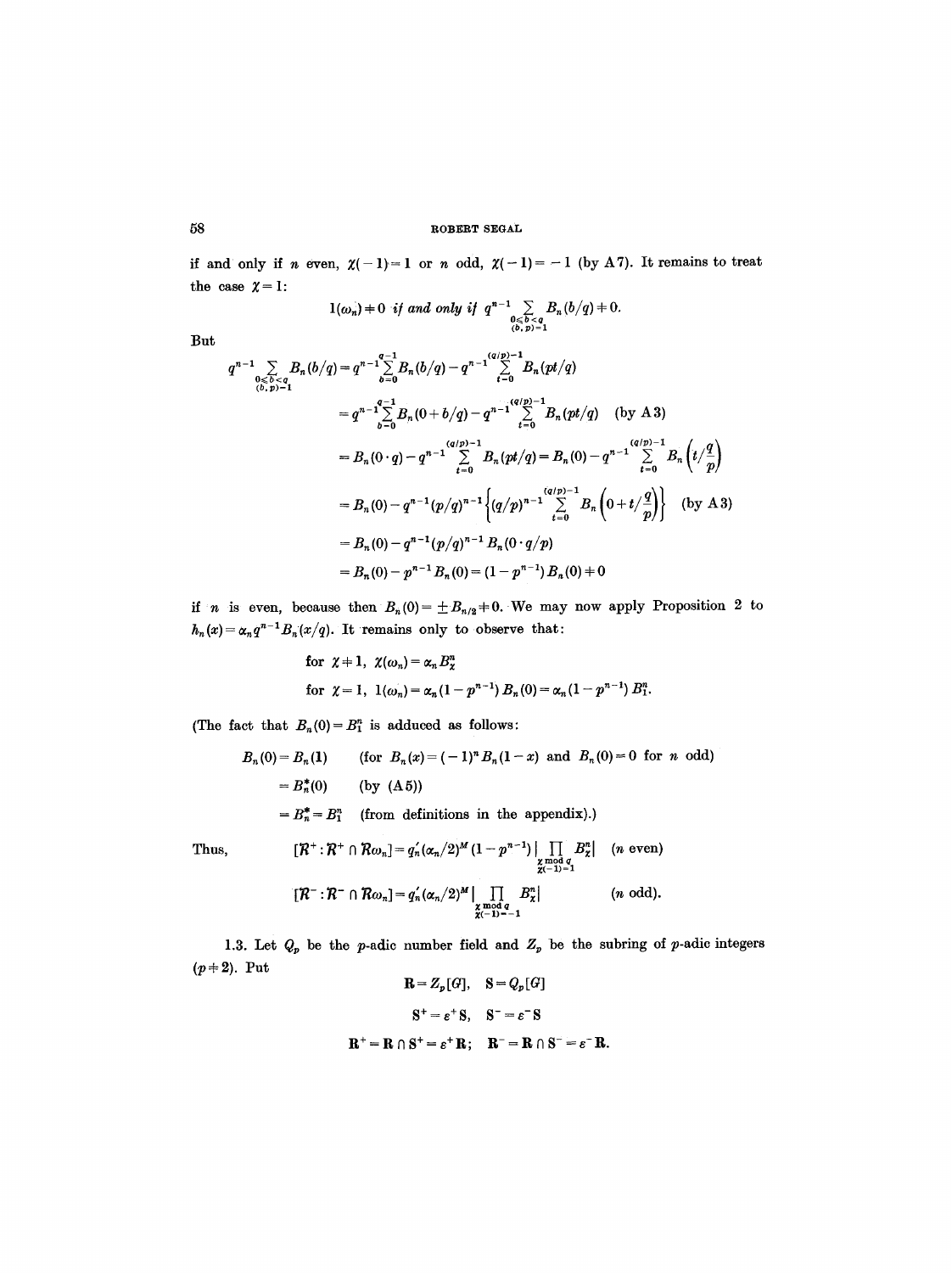if and only if $n$ even, $\chi(-1)=1$ or $n$ odd, $\chi(-1)=-1$ (by A 7). It remains to treat the case $\chi=1$:

$$1(\omega_n)\neq 0 \textit{ if and only if } q^{n-1}\sum_{\substack{0\leqslant b<q\\(b,p)=1}} B_n(b/q)\neq 0.$$

But

$$\begin{aligned}
q^{n-1}\sum_{\substack{0\leqslant b<q\\(b,p)=1}} B_n(b/q) &= q^{n-1}\sum_{b=0}^{q-1} B_n(b/q) - q^{n-1}\sum_{t=0}^{(q/p)-1} B_n(pt/q)\\
&= q^{n-1}\sum_{b=0}^{q-1} B_n(0+b/q) - q^{n-1}\sum_{t=0}^{(q/p)-1} B_n(pt/q) \quad \text{(by A 3)}\\
&= B_n(0\cdot q) - q^{n-1}\sum_{t=0}^{(q/p)-1} B_n(pt/q) = B_n(0) - q^{n-1}\sum_{t=0}^{(q/p)-1} B_n\left(t/\frac{q}{p}\right)\\
&= B_n(0) - q^{n-1}(p/q)^{n-1}\left\{(q/p)^{n-1}\sum_{t=0}^{(q/p)-1} B_n\left(0+t/\frac{q}{p}\right)\right\} \quad \text{(by A 3)}\\
&= B_n(0) - q^{n-1}(p/q)^{n-1}B_n(0\cdot q/p)\\
&= B_n(0) - p^{n-1}B_n(0) = (1-p^{n-1})B_n(0)\neq 0
\end{aligned}$$

if $n$ is even, because then $B_n(0)=\pm B_{n/2}\neq 0$. We may now apply Proposition 2 to $h_n(x)=\alpha_n q^{n-1}B_n(x/q)$. It remains only to observe that:

$$\text{for } \chi\neq 1,\ \chi(\omega_n)=\alpha_n B_\chi^n$$

$$\text{for } \chi=1,\ 1(\omega_n)=\alpha_n(1-p^{n-1})B_n(0)=\alpha_n(1-p^{n-1})B_1^n.$$

(The fact that $B_n(0)=B_1^n$ is adduced as follows:

$$\begin{aligned}
B_n(0) &= B_n(1) && (\text{for } B_n(x)=(-1)^n B_n(1-x) \text{ and } B_n(0)=0 \text{ for } n \text{ odd})\\
&= B_n^*(0) && (\text{by (A 5)})\\
&= B_n^* = B_1^n && (\text{from definitions in the appendix}).)
\end{aligned}$$

Thus,

$$[\mathcal{R}^+ : \mathcal{R}^+\cap \mathcal{R}\omega_n] = q_n'(\alpha_n/2)^M(1-p^{n-1})\left|\prod_{\substack{\chi \bmod q\\ \chi(-1)=1}} B_\chi^n\right| \quad (n \text{ even})$$

$$[\mathcal{R}^- : \mathcal{R}^-\cap \mathcal{R}\omega_n] = q_n'(\alpha_n/2)^M\left|\prod_{\substack{\chi \bmod q\\ \chi(-1)=-1}} B_\chi^n\right| \quad (n \text{ odd}).$$

1.3. Let $Q_p$ be the $p$-adic number field and $Z_p$ be the subring of $p$-adic integers ($p\neq 2$). Put

$$\mathbf{R}=Z_p[G],\quad \mathbf{S}=Q_p[G]$$

$$\mathbf{S}^+=\varepsilon^+\mathbf{S},\quad \mathbf{S}^-=\varepsilon^-\mathbf{S}$$

$$\mathbf{R}^+=\mathbf{R}\cap\mathbf{S}^+=\varepsilon^+\mathbf{R};\quad \mathbf{R}^-=\mathbf{R}\cap\mathbf{S}^-=\varepsilon^-\mathbf{R}.$$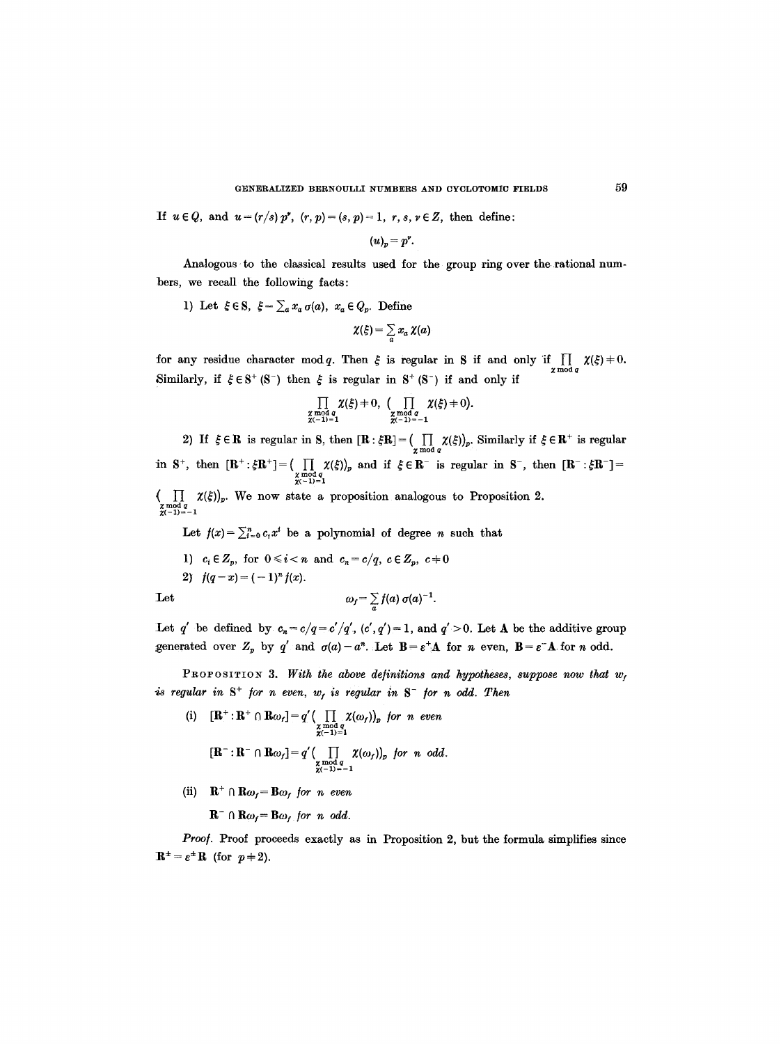If $u \in Q$, and $u = (r/s)\, p^\nu$, $(r, p) = (s, p) = 1$, $r, s, \nu \in Z$, then define:

$$(u)_p = p^\nu.$$

Analogous to the classical results used for the group ring over the rational numbers, we recall the following facts:

1) Let $\xi \in \mathbf{S}$, $\xi = \sum_a x_a \sigma(a)$, $x_a \in Q_p$. Define

$$\chi(\xi) = \sum_a x_a \chi(a)$$

for any residue character mod $q$. Then $\xi$ is regular in $\mathbf{S}$ if and only if $\prod_{\chi \bmod q} \chi(\xi) \neq 0$. Similarly, if $\xi \in \mathbf{S}^+$ ($\mathbf{S}^-$) then $\xi$ is regular in $\mathbf{S}^+$ ($\mathbf{S}^-$) if and only if

$$\prod_{\substack{\chi \bmod q \\ \chi(-1)=1}} \chi(\xi) \neq 0, \quad \Big( \prod_{\substack{\chi \bmod q \\ \chi(-1)=-1}} \chi(\xi) \neq 0 \Big).$$

2) If $\xi \in \mathbf{R}$ is regular in $\mathbf{S}$, then $[\mathbf{R} : \xi \mathbf{R}] = \big( \prod_{\chi \bmod q} \chi(\xi) \big)_p$. Similarly if $\xi \in \mathbf{R}^+$ is regular in $\mathbf{S}^+$, then $[\mathbf{R}^+ : \xi \mathbf{R}^+] = \big( \prod_{\substack{\chi \bmod q \\ \chi(-1)=1}} \chi(\xi) \big)_p$ and if $\xi \in \mathbf{R}^-$ is regular in $\mathbf{S}^-$, then $[\mathbf{R}^- : \xi \mathbf{R}^-] = \big( \prod_{\substack{\chi \bmod q \\ \chi(-1)=-1}} \chi(\xi) \big)_p$. We now state a proposition analogous to Proposition 2.

Let $f(x) = \sum_{i=0}^{n} c_i x^i$ be a polynomial of degree $n$ such that

1) $c_i \in Z_p$, for $0 \leqslant i < n$ and $c_n = c/q$, $c \in Z_p$, $c \neq 0$

2) $f(q-x) = (-1)^n f(x)$.

Let
$$\omega_f = \sum_a f(a)\, \sigma(a)^{-1}.$$

Let $q'$ be defined by $c_n = c/q = c'/q'$, $(c', q') = 1$, and $q' > 0$. Let $\mathbf{A}$ be the additive group generated over $Z_p$ by $q'$ and $\sigma(a) - a^n$. Let $\mathbf{B} = \varepsilon^+ \mathbf{A}$ for $n$ even, $\mathbf{B} = \varepsilon^- \mathbf{A}$ for $n$ odd.

**Proposition 3.** *With the above definitions and hypotheses, suppose now that $w_f$ is regular in $\mathbf{S}^+$ for $n$ even, $w_f$ is regular in $\mathbf{S}^-$ for $n$ odd. Then*

(i) $[\mathbf{R}^+ : \mathbf{R}^+ \cap \mathbf{R}\omega_f] = q' \big( \prod_{\substack{\chi \bmod q \\ \chi(-1)=1}} \chi(\omega_f) \big)_p$ *for $n$ even*

$[\mathbf{R}^- : \mathbf{R}^- \cap \mathbf{R}\omega_f] = q' \big( \prod_{\substack{\chi \bmod q \\ \chi(-1)=-1}} \chi(\omega_f) \big)_p$ *for $n$ odd.*

(ii) $\mathbf{R}^+ \cap \mathbf{R}\omega_f = \mathbf{B}\omega_f$ *for $n$ even*

$\mathbf{R}^- \cap \mathbf{R}\omega_f = \mathbf{B}\omega_f$ *for $n$ odd.*

*Proof.* Proof proceeds exactly as in Proposition 2, but the formula simplifies since $\mathbf{R}^\pm = \varepsilon^\pm \mathbf{R}$ (for $p \neq 2$).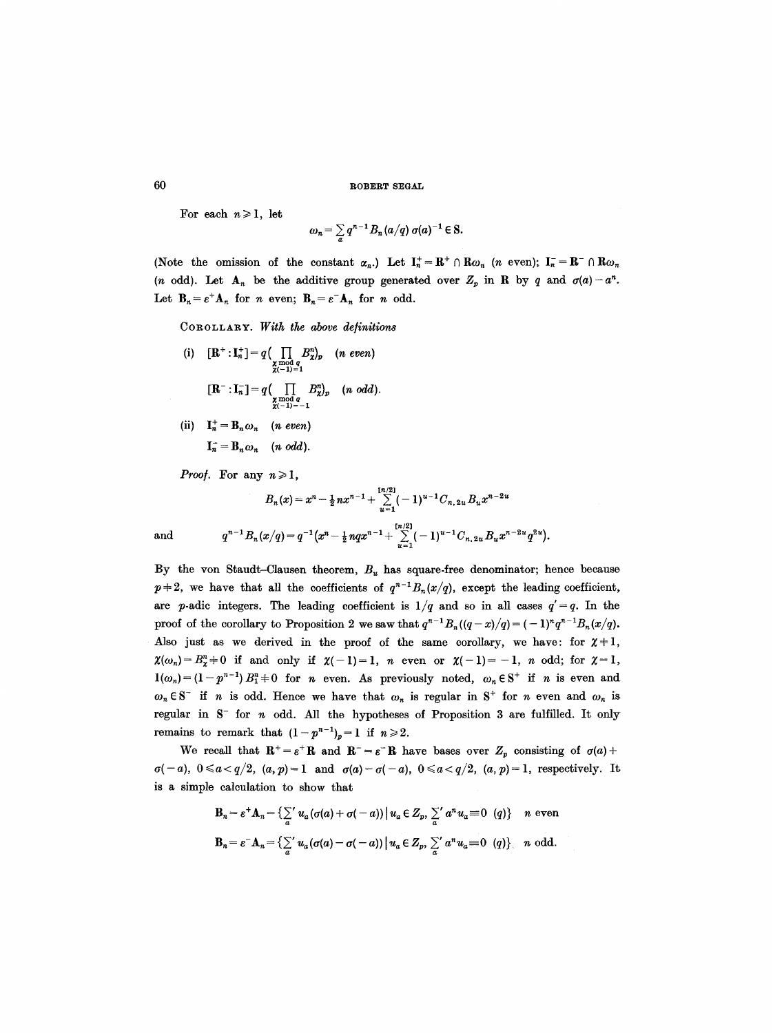For each $n \geq 1$, let

$$\omega_n = \sum_a q^{n-1} B_n(a/q)\, \sigma(a)^{-1} \in \mathbf{S}.$$

(Note the omission of the constant $\alpha_n$.) Let $\mathbf{I}_n^+ = \mathbf{R}^+ \cap \mathbf{R}\omega_n$ ($n$ even); $\mathbf{I}_n^- = \mathbf{R}^- \cap \mathbf{R}\omega_n$ ($n$ odd). Let $\mathbf{A}_n$ be the additive group generated over $Z_p$ in $\mathbf{R}$ by $q$ and $\sigma(a) - a^n$. Let $\mathbf{B}_n = \varepsilon^+ \mathbf{A}_n$ for $n$ even; $\mathbf{B}_n = \varepsilon^- \mathbf{A}_n$ for $n$ odd.

COROLLARY. *With the above definitions*

(i) $[\mathbf{R}^+ : \mathbf{I}_n^+] = q\big(\prod_{\substack{\chi \bmod q \\ \chi(-1)=1}} B_\chi^n\big)_p$ *($n$ even)*

$[\mathbf{R}^- : \mathbf{I}_n^-] = q\big(\prod_{\substack{\chi \bmod q \\ \chi(-1)=-1}} B_\chi^n\big)_p$ *($n$ odd).*

(ii) $\mathbf{I}_n^+ = \mathbf{B}_n \omega_n$ *($n$ even)*

$\mathbf{I}_n^- = \mathbf{B}_n \omega_n$ *($n$ odd).*

*Proof.* For any $n \geq 1$,

$$B_n(x) = x^n - \tfrac{1}{2} n x^{n-1} + \sum_{u=1}^{[n/2]} (-1)^{u-1} C_{n,2u} B_u x^{n-2u}$$

and
$$q^{n-1} B_n(x/q) = q^{-1}\Big(x^n - \tfrac{1}{2} n q x^{n-1} + \sum_{u=1}^{[n/2]} (-1)^{u-1} C_{n,2u} B_u x^{n-2u} q^{2u}\Big).$$

By the von Staudt–Clausen theorem, $B_u$ has square-free denominator; hence because $p \neq 2$, we have that all the coefficients of $q^{n-1}B_n(x/q)$, except the leading coefficient, are $p$-adic integers. The leading coefficient is $1/q$ and so in all cases $q' = q$. In the proof of the corollary to Proposition 2 we saw that $q^{n-1}B_n((q-x)/q) = (-1)^n q^{n-1} B_n(x/q)$. Also just as we derived in the proof of the same corollary, we have: for $\chi \neq 1$, $\chi(\omega_n) = B_\chi^n \neq 0$ if and only if $\chi(-1) = 1$, $n$ even or $\chi(-1) = -1$, $n$ odd; for $\chi = 1$, $1(\omega_n) = (1 - p^{n-1}) B_1^n \neq 0$ for $n$ even. As previously noted, $\omega_n \in \mathbf{S}^+$ if $n$ is even and $\omega_n \in \mathbf{S}^-$ if $n$ is odd. Hence we have that $\omega_n$ is regular in $\mathbf{S}^+$ for $n$ even and $\omega_n$ is regular in $\mathbf{S}^-$ for $n$ odd. All the hypotheses of Proposition 3 are fulfilled. It only remains to remark that $(1 - p^{n-1})_p = 1$ if $n \geq 2$.

We recall that $\mathbf{R}^+ = \varepsilon^+ \mathbf{R}$ and $\mathbf{R}^- = \varepsilon^- \mathbf{R}$ have bases over $Z_p$ consisting of $\sigma(a) + \sigma(-a)$, $0 \leq a < q/2$, $(a,p) = 1$ and $\sigma(a) - \sigma(-a)$, $0 \leq a < q/2$, $(a,p) = 1$, respectively. It is a simple calculation to show that

$$\mathbf{B}_n = \varepsilon^+ \mathbf{A}_n = \{\textstyle\sum_a' u_a(\sigma(a) + \sigma(-a)) \mid u_a \in Z_p,\ \sum_a' a^n u_a \equiv 0 \ (q)\} \quad n \text{ even}$$

$$\mathbf{B}_n = \varepsilon^- \mathbf{A}_n = \{\textstyle\sum_a' u_a(\sigma(a) - \sigma(-a)) \mid u_a \in Z_p,\ \sum_a' a^n u_a \equiv 0 \ (q)\} \quad n \text{ odd}.$$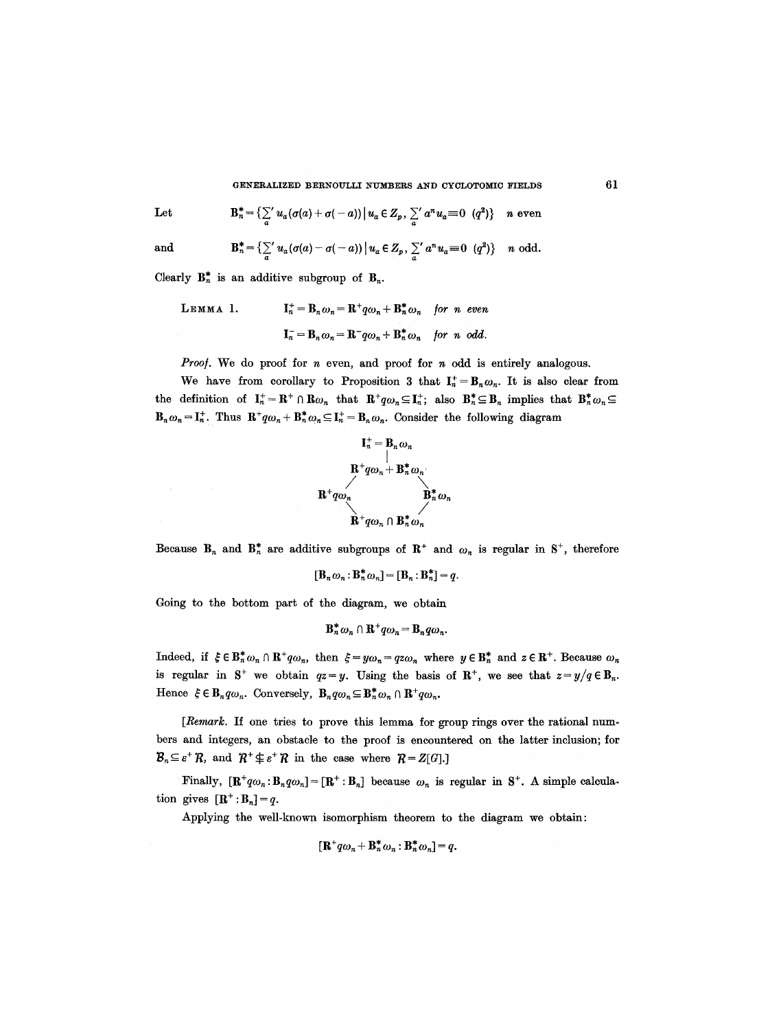Let
$$\mathbf{B}_n^* = \{\textstyle\sum_a' u_a(\sigma(a)+\sigma(-a)) \mid u_a \in Z_p, \sum_a' a^n u_a \equiv 0 \ (q^2)\} \quad n \text{ even}$$

and
$$\mathbf{B}_n^* = \{\textstyle\sum_a' u_a(\sigma(a)-\sigma(-a)) \mid u_a \in Z_p, \sum_a' a^n u_a \equiv 0 \ (q^2)\} \quad n \text{ odd.}$$

Clearly $\mathbf{B}_n^*$ is an additive subgroup of $\mathbf{B}_n$.

LEMMA 1.
$$\mathbf{I}_n^+ = \mathbf{B}_n\omega_n = \mathbf{R}^+ q\omega_n + \mathbf{B}_n^*\omega_n \quad \textit{for } n \textit{ even}$$
$$\mathbf{I}_n^- = \mathbf{B}_n\omega_n = \mathbf{R}^- q\omega_n + \mathbf{B}_n^*\omega_n \quad \textit{for } n \textit{ odd.}$$

*Proof.* We do proof for $n$ even, and proof for $n$ odd is entirely analogous.

We have from corollary to Proposition 3 that $\mathbf{I}_n^+ = \mathbf{B}_n\omega_n$. It is also clear from the definition of $\mathbf{I}_n^+ = \mathbf{R}^+ \cap \mathbf{R}\omega_n$ that $\mathbf{R}^+ q\omega_n \subseteq \mathbf{I}_n^+$; also $\mathbf{B}_n^* \subseteq \mathbf{B}_n$ implies that $\mathbf{B}_n^*\omega_n \subseteq \mathbf{B}_n\omega_n = \mathbf{I}_n^+$. Thus $\mathbf{R}^+ q\omega_n + \mathbf{B}_n^*\omega_n \subseteq \mathbf{I}_n^+ = \mathbf{B}_n\omega_n$. Consider the following diagram

$$
\begin{array}{ccc}
 & \mathbf{I}_n^+ = \mathbf{B}_n\omega_n & \\
 & | & \\
 & \mathbf{R}^+ q\omega_n + \mathbf{B}_n^*\omega_n & \\
 / & & \backslash \\
\mathbf{R}^+ q\omega_n & & \mathbf{B}_n^*\omega_n \\
 \backslash & & / \\
 & \mathbf{R}^+ q\omega_n \cap \mathbf{B}_n^*\omega_n &
\end{array}
$$

Because $\mathbf{B}_n$ and $\mathbf{B}_n^*$ are additive subgroups of $\mathbf{R}^+$ and $\omega_n$ is regular in $\mathbf{S}^+$, therefore

$$[\mathbf{B}_n\omega_n : \mathbf{B}_n^*\omega_n] = [\mathbf{B}_n : \mathbf{B}_n^*] = q.$$

Going to the bottom part of the diagram, we obtain

$$\mathbf{B}_n^*\omega_n \cap \mathbf{R}^+ q\omega_n = \mathbf{B}_n q\omega_n.$$

Indeed, if $\xi \in \mathbf{B}_n^*\omega_n \cap \mathbf{R}^+ q\omega_n$, then $\xi = y\omega_n = qz\omega_n$ where $y \in \mathbf{B}_n^*$ and $z \in \mathbf{R}^+$. Because $\omega_n$ is regular in $\mathbf{S}^+$ we obtain $qz = y$. Using the basis of $\mathbf{R}^+$, we see that $z = y/q \in \mathbf{B}_n$. Hence $\xi \in \mathbf{B}_n q\omega_n$. Conversely, $\mathbf{B}_n q\omega_n \subseteq \mathbf{B}_n^*\omega_n \cap \mathbf{R}^+ q\omega_n$.

[*Remark.* If one tries to prove this lemma for group rings over the rational numbers and integers, an obstacle to the proof is encountered on the latter inclusion; for $\mathcal{B}_n \subseteq \varepsilon^+\mathcal{R}$, and $\mathcal{R}^+ \nsubseteq \varepsilon^+\mathcal{R}$ in the case where $\mathcal{R} = Z[G]$.]

Finally, $[\mathbf{R}^+ q\omega_n : \mathbf{B}_n q\omega_n] = [\mathbf{R}^+ : \mathbf{B}_n]$ because $\omega_n$ is regular in $\mathbf{S}^+$. A simple calculation gives $[\mathbf{R}^+ : \mathbf{B}_n] = q$.

Applying the well-known isomorphism theorem to the diagram we obtain:

$$[\mathbf{R}^+ q\omega_n + \mathbf{B}_n^*\omega_n : \mathbf{B}_n^*\omega_n] = q.$$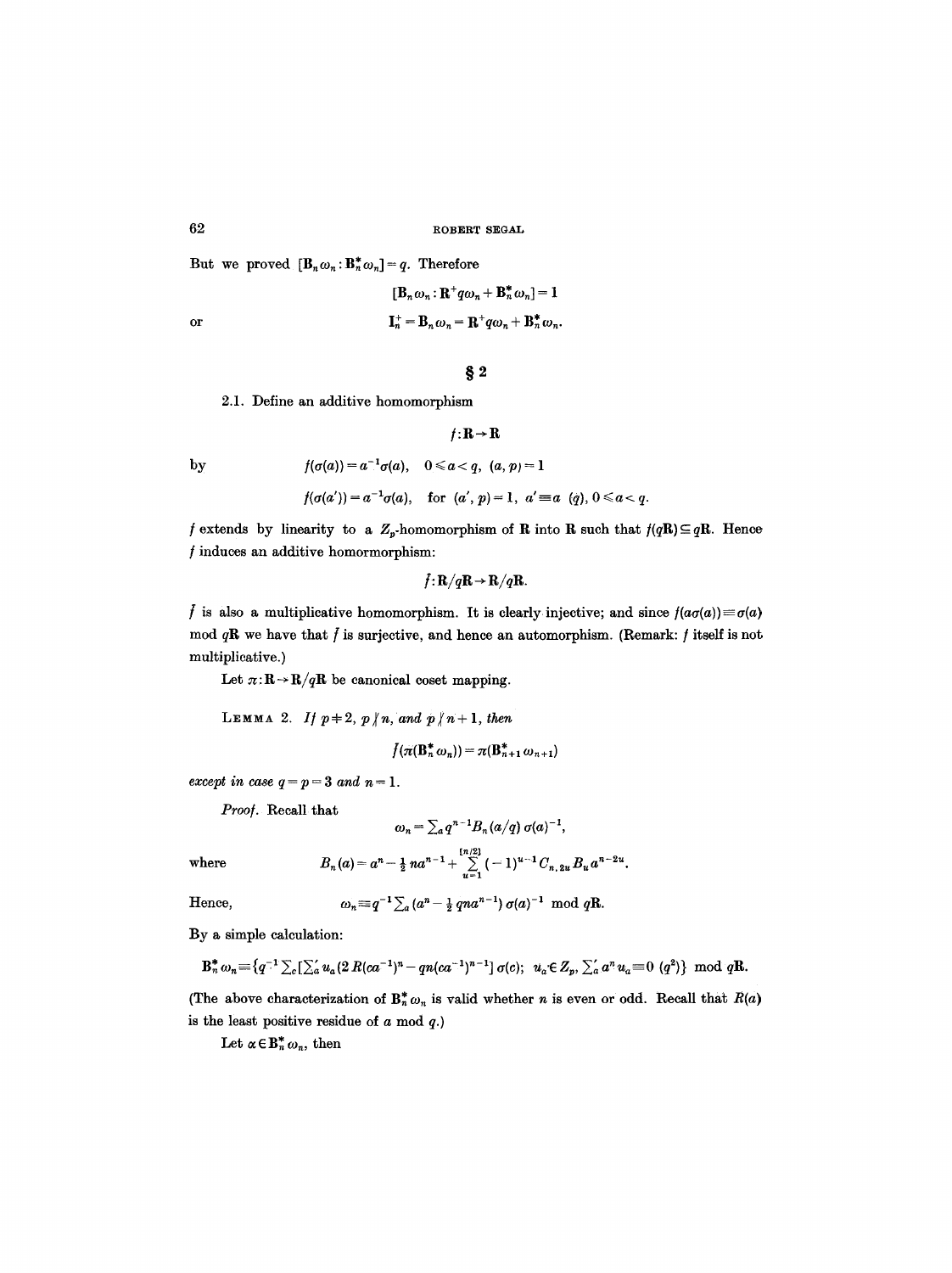But we proved $[\mathbf{B}_n \omega_n : \mathbf{B}_n^* \omega_n] = q$. Therefore

$$[\mathbf{B}_n \omega_n : \mathbf{R}^+ q\omega_n + \mathbf{B}_n^* \omega_n] = 1$$

or

$$\mathbf{I}_n^+ = \mathbf{B}_n \omega_n = \mathbf{R}^+ q\omega_n + \mathbf{B}_n^* \omega_n.$$

## § 2

2.1. Define an additive homomorphism

$$f : \mathbf{R} \to \mathbf{R}$$

by

$$f(\sigma(a)) = a^{-1}\sigma(a), \quad 0 \leqslant a < q, \ (a, p) = 1$$

$$f(\sigma(a')) = a^{-1}\sigma(a), \quad \text{for } (a', p) = 1, \ a' \equiv a \ (q), 0 \leqslant a < q.$$

$f$ extends by linearity to a $Z_p$-homomorphism of $\mathbf{R}$ into $\mathbf{R}$ such that $f(q\mathbf{R}) \subseteq q\mathbf{R}$. Hence $f$ induces an additive homormorphism:

$$\bar{f} : \mathbf{R}/q\mathbf{R} \to \mathbf{R}/q\mathbf{R}.$$

$\bar{f}$ is also a multiplicative homomorphism. It is clearly injective; and since $f(a\sigma(a)) \equiv \sigma(a)$ mod $q\mathbf{R}$ we have that $\bar{f}$ is surjective, and hence an automorphism. (Remark: $f$ itself is not multiplicative.)

Let $\pi : \mathbf{R} \to \mathbf{R}/q\mathbf{R}$ be canonical coset mapping.

LEMMA 2. *If* $p \neq 2$, $p \nmid n$, *and* $p \nmid n+1$, *then*

$$\bar{f}(\pi(\mathbf{B}_n^* \omega_n)) = \pi(\mathbf{B}_{n+1}^* \omega_{n+1})$$

*except in case* $q = p = 3$ *and* $n = 1$.

*Proof.* Recall that

$$\omega_n = \sum_a q^{n-1} B_n(a/q)\, \sigma(a)^{-1},$$

where

$$B_n(a) = a^n - \tfrac{1}{2} n a^{n-1} + \sum_{u=1}^{[n/2]} (-1)^{u-1} C_{n,2u} B_u a^{n-2u}.$$

Hence,

$$\omega_n \equiv q^{-1} \sum_a (a^n - \tfrac{1}{2} q n a^{n-1})\, \sigma(a)^{-1} \ \text{mod } q\mathbf{R}.$$

By a simple calculation:

$$\mathbf{B}_n^* \omega_n \equiv \{q^{-1} \textstyle\sum_c [\sum_a' u_a (2\, R(ca^{-1})^n - qn(ca^{-1})^{n-1}]\, \sigma(c); \ \ u_a \in Z_p, \sum_a' a^n u_a \equiv 0 \ (q^2)\} \ \text{mod } q\mathbf{R}.$$

(The above characterization of $\mathbf{B}_n^* \omega_n$ is valid whether $n$ is even or odd. Recall that $R(a)$ is the least positive residue of $a$ mod $q$.)

Let $\alpha \in \mathbf{B}_n^* \omega_n$, then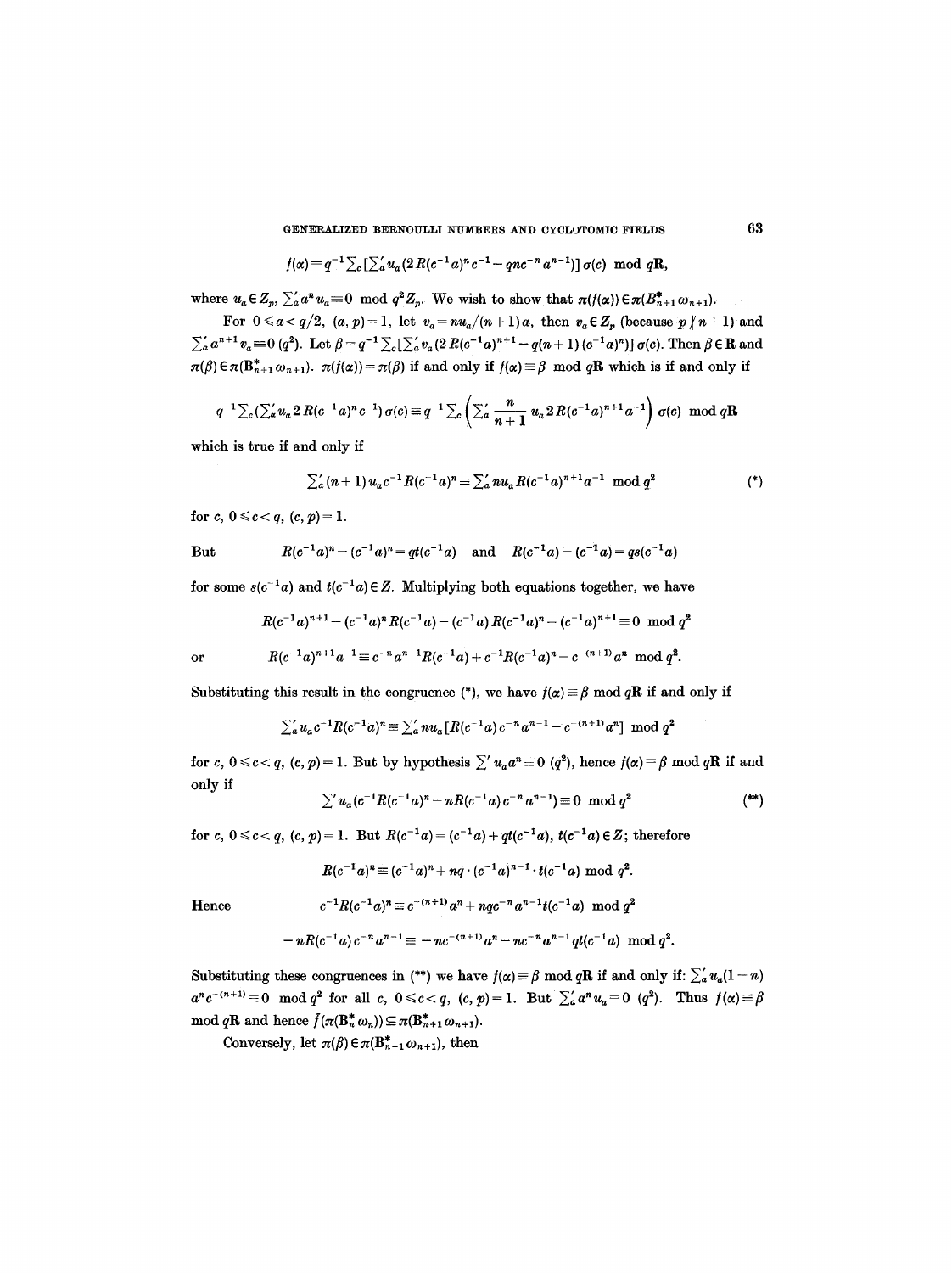$$f(\alpha) \equiv q^{-1} \sum_c [\sum_a' u_a (2R(c^{-1}a)^n c^{-1} - qnc^{-n} a^{n-1})] \sigma(c) \mod q\mathbf{R},$$

where $u_a \in Z_p$, $\sum_a' a^n u_a \equiv 0 \mod q^2 Z_p$. We wish to show that $\pi(f(\alpha)) \in \pi(B^*_{n+1}\omega_{n+1})$.

For $0 \leqslant a < q/2$, $(a, p) = 1$, let $v_a = nu_a/(n+1)a$, then $v_a \in Z_p$ (because $p \nmid n+1$) and $\sum_a' a^{n+1} v_a \equiv 0 \ (q^2)$. Let $\beta = q^{-1} \sum_c [\sum_a' v_a (2R(c^{-1}a)^{n+1} - q(n+1)(c^{-1}a)^n)] \sigma(c)$. Then $\beta \in \mathbf{R}$ and $\pi(\beta) \in \pi(\mathbf{B}^*_{n+1}\omega_{n+1})$. $\pi(f(\alpha)) = \pi(\beta)$ if and only if $f(\alpha) \equiv \beta \mod q\mathbf{R}$ which is if and only if

$$q^{-1} \sum_c (\sum_a' u_a 2R(c^{-1}a)^n c^{-1}) \sigma(c) \equiv q^{-1} \sum_c \left( \sum_a' \frac{n}{n+1} u_a 2R(c^{-1}a)^{n+1} a^{-1} \right) \sigma(c) \mod q\mathbf{R}$$

which is true if and only if

$$\sum_a' (n+1) u_a c^{-1} R(c^{-1}a)^n \equiv \sum_a' n u_a R(c^{-1}a)^{n+1} a^{-1} \mod q^2 \tag{*}$$

for $c$, $0 \leqslant c < q$, $(c, p) = 1$.

But $\quad R(c^{-1}a)^n - (c^{-1}a)^n = qt(c^{-1}a) \quad$ and $\quad R(c^{-1}a) - (c^{-1}a) = qs(c^{-1}a)$

for some $s(c^{-1}a)$ and $t(c^{-1}a) \in Z$. Multiplying both equations together, we have

$$R(c^{-1}a)^{n+1} - (c^{-1}a)^n R(c^{-1}a) - (c^{-1}a) R(c^{-1}a)^n + (c^{-1}a)^{n+1} \equiv 0 \mod q^2$$

or

$$R(c^{-1}a)^{n+1} a^{-1} \equiv c^{-n} a^{n-1} R(c^{-1}a) + c^{-1} R(c^{-1}a)^n - c^{-(n+1)} a^n \mod q^2.$$

Substituting this result in the congruence (*), we have $f(\alpha) \equiv \beta \mod q\mathbf{R}$ if and only if

$$\sum_a' u_a c^{-1} R(c^{-1}a)^n \equiv \sum_a' n u_a [R(c^{-1}a) c^{-n} a^{n-1} - c^{-(n+1)} a^n] \mod q^2$$

for $c$, $0 \leqslant c < q$, $(c, p) = 1$. But by hypothesis $\sum' u_a a^n \equiv 0 \ (q^2)$, hence $f(\alpha) \equiv \beta \mod q\mathbf{R}$ if and only if

$$\sum' u_a (c^{-1} R(c^{-1}a)^n - n R(c^{-1}a) c^{-n} a^{n-1}) \equiv 0 \mod q^2 \tag{**}$$

for $c$, $0 \leqslant c < q$, $(c, p) = 1$. But $R(c^{-1}a) = (c^{-1}a) + qt(c^{-1}a)$, $t(c^{-1}a) \in Z$; therefore

$$R(c^{-1}a)^n \equiv (c^{-1}a)^n + nq \cdot (c^{-1}a)^{n-1} \cdot t(c^{-1}a) \mod q^2.$$

Hence

$$c^{-1} R(c^{-1}a)^n \equiv c^{-(n+1)} a^n + nqc^{-n} a^{n-1} t(c^{-1}a) \mod q^2$$

$$-nR(c^{-1}a) c^{-n} a^{n-1} \equiv -nc^{-(n+1)} a^n - nc^{-n} a^{n-1} qt(c^{-1}a) \mod q^2.$$

Substituting these congruences in (**) we have $f(\alpha) \equiv \beta \mod q\mathbf{R}$ if and only if: $\sum_a' u_a (1-n) a^n c^{-(n+1)} \equiv 0 \mod q^2$ for all $c$, $0 \leqslant c < q$, $(c, p) = 1$. But $\sum_a' a^n u_a \equiv 0 \ (q^2)$. Thus $f(\alpha) \equiv \beta \mod q\mathbf{R}$ and hence $\bar{f}(\pi(\mathbf{B}^*_n \omega_n)) \subseteq \pi(\mathbf{B}^*_{n+1}\omega_{n+1})$.

Conversely, let $\pi(\beta) \in \pi(\mathbf{B}^*_{n+1}\omega_{n+1})$, then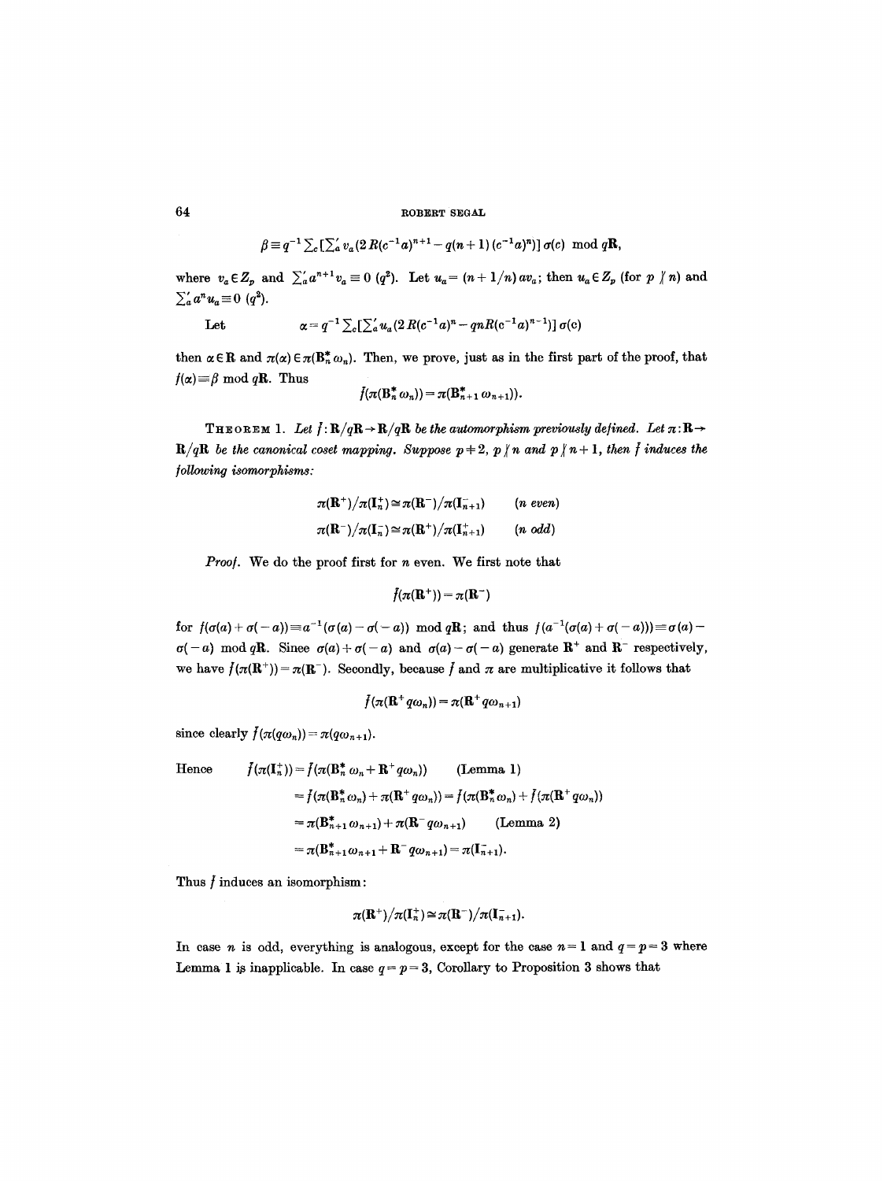$$\beta \equiv q^{-1} \sum_c [\sum_a' v_a (2\,R(c^{-1}a)^{n+1} - q(n+1)\,(c^{-1}a)^n)]\,\sigma(c) \mod q\mathbf{R},$$

where $v_a \in Z_p$ and $\sum_a' a^{n+1} v_a \equiv 0 \ (q^2)$. Let $u_a = (n+1/n)\,av_a$; then $u_a \in Z_p$ (for $p \nmid n$) and $\sum_a' a^n u_a \equiv 0 \ (q^2)$.

Let
$$\alpha = q^{-1} \sum_c [\sum_a' u_a (2\,R(c^{-1}a)^n - qnR(c^{-1}a)^{n-1})]\,\sigma(c)$$

then $\alpha \in \mathbf{R}$ and $\pi(\alpha) \in \pi(\mathbf{B}_n^* \omega_n)$. Then, we prove, just as in the first part of the proof, that $f(\alpha) \equiv \beta \mod q\mathbf{R}$. Thus

$$f(\pi(\mathbf{B}_n^* \omega_n)) = \pi(\mathbf{B}_{n+1}^* \omega_{n+1})).$$

**Theorem 1.** *Let $f: \mathbf{R}/q\mathbf{R} \to \mathbf{R}/q\mathbf{R}$ be the automorphism previously defined. Let $\pi: \mathbf{R} \to \mathbf{R}/q\mathbf{R}$ be the canonical coset mapping. Suppose $p \neq 2$, $p \nmid n$ and $p \nmid n+1$, then $f$ induces the following isomorphisms:*

$$\pi(\mathbf{R}^+)/\pi(\mathbf{I}_n^+) \cong \pi(\mathbf{R}^-)/\pi(\mathbf{I}_{n+1}^-) \qquad (n \text{ even})$$

$$\pi(\mathbf{R}^-)/\pi(\mathbf{I}_n^-) \cong \pi(\mathbf{R}^+)/\pi(\mathbf{I}_{n+1}^+) \qquad (n \text{ odd})$$

*Proof.* We do the proof first for $n$ even. We first note that

$$f(\pi(\mathbf{R}^+)) = \pi(\mathbf{R}^-)$$

for $f(\sigma(a) + \sigma(-a)) \equiv a^{-1}(\sigma(a) - \sigma(-a)) \mod q\mathbf{R}$; and thus $f(a^{-1}(\sigma(a) + \sigma(-a))) \equiv \sigma(a) - \sigma(-a) \mod q\mathbf{R}$. Since $\sigma(a) + \sigma(-a)$ and $\sigma(a) - \sigma(-a)$ generate $\mathbf{R}^+$ and $\mathbf{R}^-$ respectively, we have $f(\pi(\mathbf{R}^+)) = \pi(\mathbf{R}^-)$. Secondly, because $f$ and $\pi$ are multiplicative it follows that

$$f(\pi(\mathbf{R}^+ q\omega_n)) = \pi(\mathbf{R}^+ q\omega_{n+1})$$

since clearly $f(\pi(q\omega_n)) = \pi(q\omega_{n+1})$.

$$\begin{aligned}
\text{Hence} \qquad f(\pi(\mathbf{I}_n^+)) &= f(\pi(\mathbf{B}_n^* \omega_n + \mathbf{R}^+ q\omega_n)) \qquad \text{(Lemma 1)} \\
&= f(\pi(\mathbf{B}_n^* \omega_n) + \pi(\mathbf{R}^+ q\omega_n)) = f(\pi(\mathbf{B}_n^* \omega_n) + f(\pi(\mathbf{R}^+ q\omega_n)) \\
&= \pi(\mathbf{B}_{n+1}^* \omega_{n+1}) + \pi(\mathbf{R}^- q\omega_{n+1}) \qquad \text{(Lemma 2)} \\
&= \pi(\mathbf{B}_{n+1}^* \omega_{n+1} + \mathbf{R}^- q\omega_{n+1}) = \pi(\mathbf{I}_{n+1}^-).
\end{aligned}$$

Thus $f$ induces an isomorphism:

$$\pi(\mathbf{R}^+)/\pi(\mathbf{I}_n^+) \cong \pi(\mathbf{R}^-)/\pi(\mathbf{I}_{n+1}^-).$$

In case $n$ is odd, everything is analogous, except for the case $n = 1$ and $q = p = 3$ where Lemma 1 is inapplicable. In case $q = p = 3$, Corollary to Proposition 3 shows that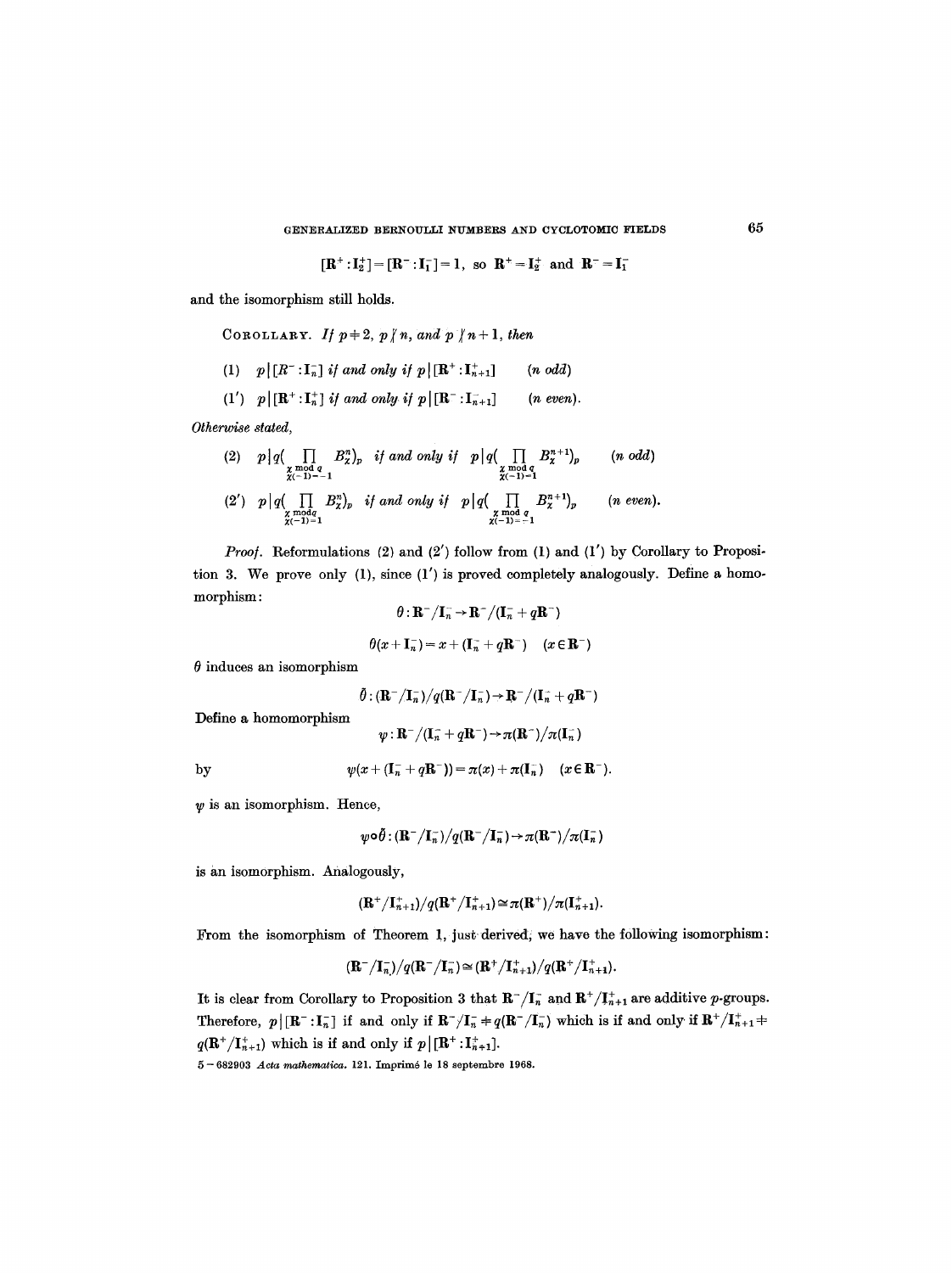$$[\mathbf{R}^+:\mathbf{I}_2^+]=[\mathbf{R}^-:\mathbf{I}_1^-]=1, \text{ so } \mathbf{R}^+=\mathbf{I}_2^+ \text{ and } \mathbf{R}^-=\mathbf{I}_1^-$$

and the isomorphism still holds.

COROLLARY. *If $p\neq 2$, $p\nmid n$, and $p\nmid n+1$, then*

(1) $p\,|\,[R^-:\mathbf{I}_n^-]$ *if and only if* $p\,|\,[\mathbf{R}^+:\mathbf{I}_{n+1}^+]$ $\quad$ (*n odd*)

(1′) $p\,|\,[\mathbf{R}^+:\mathbf{I}_n^+]$ *if and only if* $p\,|\,[\mathbf{R}^-:\mathbf{I}_{n+1}^-]$ $\quad$ (*n even*).

*Otherwise stated,*

(2) $p\,|\,q(\prod\limits_{\substack{\chi \bmod q\\ \chi(-1)=-1}} B_\chi^n)_p$ *if and only if* $p\,|\,q(\prod\limits_{\substack{\chi \bmod q\\ \chi(-1)=1}} B_\chi^{n+1})_p$ $\quad$ (*n odd*)

(2′) $p\,|\,q(\prod\limits_{\substack{\chi \bmod q\\ \chi(-1)=1}} B_\chi^n)_p$ *if and only if* $p\,|\,q(\prod\limits_{\substack{\chi \bmod q\\ \chi(-1)=-1}} B_\chi^{n+1})_p$ $\quad$ (*n even*).

*Proof.* Reformulations (2) and (2′) follow from (1) and (1′) by Corollary to Proposition 3. We prove only (1), since (1′) is proved completely analogously. Define a homomorphism:

$$\theta:\mathbf{R}^-/\mathbf{I}_n^-\to\mathbf{R}^-/(\mathbf{I}_n^-+q\mathbf{R}^-)$$

$$\theta(x+\mathbf{I}_n^-)=x+(\mathbf{I}_n^-+q\mathbf{R}^-)\quad(x\in\mathbf{R}^-)$$

$\theta$ induces an isomorphism

$$\bar{\theta}:(\mathbf{R}^-/\mathbf{I}_n^-)/q(\mathbf{R}^-/\mathbf{I}_n^-)\to\mathbf{R}^-/(\mathbf{I}_n^-+q\mathbf{R}^-)$$

Define a homomorphism

$$\psi:\mathbf{R}^-/(\mathbf{I}_n^-+q\mathbf{R}^-)\to\pi(\mathbf{R}^-)/\pi(\mathbf{I}_n^-)$$

by

$$\psi(x+(\mathbf{I}_n^-+q\mathbf{R}^-))=\pi(x)+\pi(\mathbf{I}_n^-)\quad(x\in\mathbf{R}^-).$$

$\psi$ is an isomorphism. Hence,

$$\psi\circ\bar{\theta}:(\mathbf{R}^-/\mathbf{I}_n^-)/q(\mathbf{R}^-/\mathbf{I}_n^-)\to\pi(\mathbf{R}^-)/\pi(\mathbf{I}_n^-)$$

is an isomorphism. Analogously,

$$(\mathbf{R}^+/\mathbf{I}_{n+1}^+)/q(\mathbf{R}^+/\mathbf{I}_{n+1}^+)\cong\pi(\mathbf{R}^+)/\pi(\mathbf{I}_{n+1}^+).$$

From the isomorphism of Theorem 1, just derived, we have the following isomorphism:

$$(\mathbf{R}^-/\mathbf{I}_n^-)/q(\mathbf{R}^-/\mathbf{I}_n^-)\cong(\mathbf{R}^+/\mathbf{I}_{n+1}^+)/q(\mathbf{R}^+/\mathbf{I}_{n+1}^+).$$

It is clear from Corollary to Proposition 3 that $\mathbf{R}^-/\mathbf{I}_n^-$ and $\mathbf{R}^+/\mathbf{I}_{n+1}^+$ are additive $p$-groups. Therefore, $p\,|\,[\mathbf{R}^-:\mathbf{I}_n^-]$ if and only if $\mathbf{R}^-/\mathbf{I}_n^-\neq q(\mathbf{R}^-/\mathbf{I}_n^-)$ which is if and only if $\mathbf{R}^+/\mathbf{I}_{n+1}^+\neq q(\mathbf{R}^+/\mathbf{I}_{n+1}^+)$ which is if and only if $p\,|\,[\mathbf{R}^+:\mathbf{I}_{n+1}^+]$.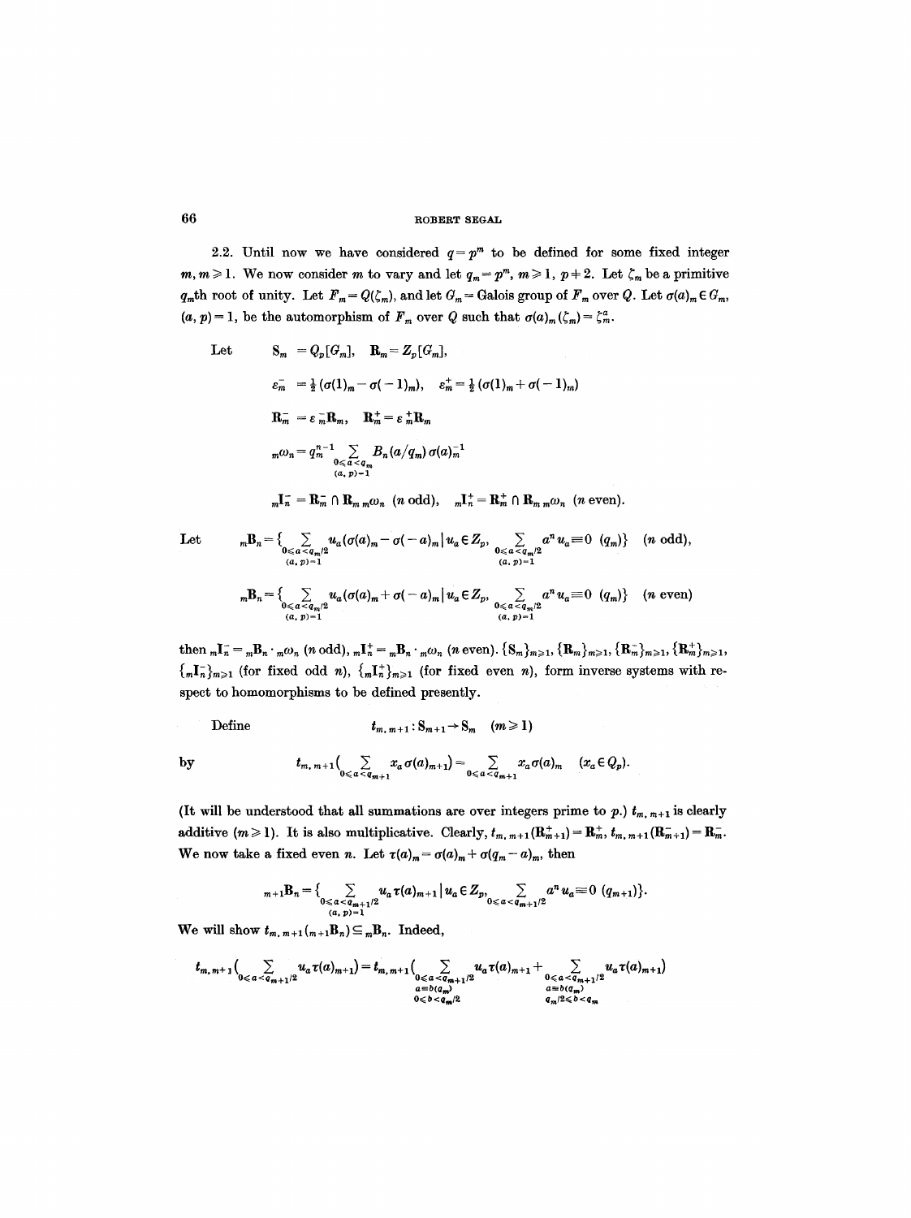2.2. Until now we have considered $q = p^m$ to be defined for some fixed integer $m, m \geq 1$. We now consider $m$ to vary and let $q_m = p^m$, $m \geq 1$, $p \neq 2$. Let $\zeta_m$ be a primitive $q_m$th root of unity. Let $F_m = Q(\zeta_m)$, and let $G_m$ = Galois group of $F_m$ over $Q$. Let $\sigma(a)_m \in G_m$, $(a, p) = 1$, be the automorphism of $F_m$ over $Q$ such that $\sigma(a)_m(\zeta_m) = \zeta_m^a$.

Let
$$\mathbf{S}_m = Q_p[G_m], \quad \mathbf{R}_m = Z_p[G_m],$$
$$\varepsilon_m^- = \tfrac{1}{2}(\sigma(1)_m - \sigma(-1)_m), \quad \varepsilon_m^+ = \tfrac{1}{2}(\sigma(1)_m + \sigma(-1)_m)$$
$$\mathbf{R}_m^- = \varepsilon_m^- \mathbf{R}_m, \quad \mathbf{R}_m^+ = \varepsilon_m^+ \mathbf{R}_m$$
$${}_m\omega_n = q_m^{n-1} \sum_{\substack{0 \leq a < q_m \\ (a,p)=1}} B_n(a/q_m)\, \sigma(a)_m^{-1}$$
$${}_m\mathbf{I}_n^- = \mathbf{R}_m^- \cap \mathbf{R}_m\, {}_m\omega_n \ (n \text{ odd}), \quad {}_m\mathbf{I}_n^+ = \mathbf{R}_m^+ \cap \mathbf{R}_m\, {}_m\omega_n \ (n \text{ even}).$$

Let
$${}_m\mathbf{B}_n = \Big\{ \sum_{\substack{0 \leq a < q_m/2 \\ (a,p)=1}} u_a(\sigma(a)_m - \sigma(-a)_m) \,\Big|\, u_a \in Z_p, \sum_{\substack{0 \leq a < q_m/2 \\ (a,p)=1}} a^n u_a \equiv 0 \ (q_m) \Big\} \quad (n \text{ odd}),$$
$${}_m\mathbf{B}_n = \Big\{ \sum_{\substack{0 \leq a < q_m/2 \\ (a,p)=1}} u_a(\sigma(a)_m + \sigma(-a)_m) \,\Big|\, u_a \in Z_p, \sum_{\substack{0 \leq a < q_m/2 \\ (a,p)=1}} a^n u_a \equiv 0 \ (q_m) \Big\} \quad (n \text{ even})$$

then ${}_m\mathbf{I}_n^- = {}_m\mathbf{B}_n \cdot {}_m\omega_n$ ($n$ odd), ${}_m\mathbf{I}_n^+ = {}_m\mathbf{B}_n \cdot {}_m\omega_n$ ($n$ even). $\{\mathbf{S}_m\}_{m \geq 1}$, $\{\mathbf{R}_m\}_{m \geq 1}$, $\{\mathbf{R}_m^-\}_{m \geq 1}$, $\{\mathbf{R}_m^+\}_{m \geq 1}$, $\{{}_m\mathbf{I}_n^-\}_{m \geq 1}$ (for fixed odd $n$), $\{{}_m\mathbf{I}_n^+\}_{m \geq 1}$ (for fixed even $n$), form inverse systems with respect to homomorphisms to be defined presently.

Define
$$t_{m,m+1} : \mathbf{S}_{m+1} \to \mathbf{S}_m \quad (m \geq 1)$$
by
$$t_{m,m+1}\Big( \sum_{0 \leq a < q_{m+1}} x_a \sigma(a)_{m+1} \Big) = \sum_{0 \leq a < q_{m+1}} x_a \sigma(a)_m \quad (x_a \in Q_p).$$

(It will be understood that all summations are over integers prime to $p$.) $t_{m,m+1}$ is clearly additive ($m \geq 1$). It is also multiplicative. Clearly, $t_{m,m+1}(\mathbf{R}_{m+1}^+) = \mathbf{R}_m^+$, $t_{m,m+1}(\mathbf{R}_{m+1}^-) = \mathbf{R}_m^-$. We now take a fixed even $n$. Let $\tau(a)_m = \sigma(a)_m + \sigma(q_m - a)_m$, then
$${}_{m+1}\mathbf{B}_n = \Big\{ \sum_{\substack{0 \leq a < q_{m+1}/2 \\ (a,p)=1}} u_a \tau(a)_{m+1} \,\Big|\, u_a \in Z_p, \sum_{0 \leq a < q_{m+1}/2} a^n u_a \equiv 0 \ (q_{m+1}) \Big\}.$$

We will show $t_{m,m+1}({}_{m+1}\mathbf{B}_n) \subseteq {}_m\mathbf{B}_n$. Indeed,
$$t_{m,m+1}\Big( \sum_{0 \leq a < q_{m+1}/2} u_a \tau(a)_{m+1} \Big) = t_{m,m+1}\Big( \sum_{\substack{0 \leq a < q_{m+1}/2 \\ a \equiv b (q_m) \\ 0 \leq b < q_m/2}} u_a \tau(a)_{m+1} + \sum_{\substack{0 \leq a < q_{m+1}/2 \\ a \equiv b (q_m) \\ q_m/2 \leq b < q_m}} u_a \tau(a)_{m+1} \Big)$$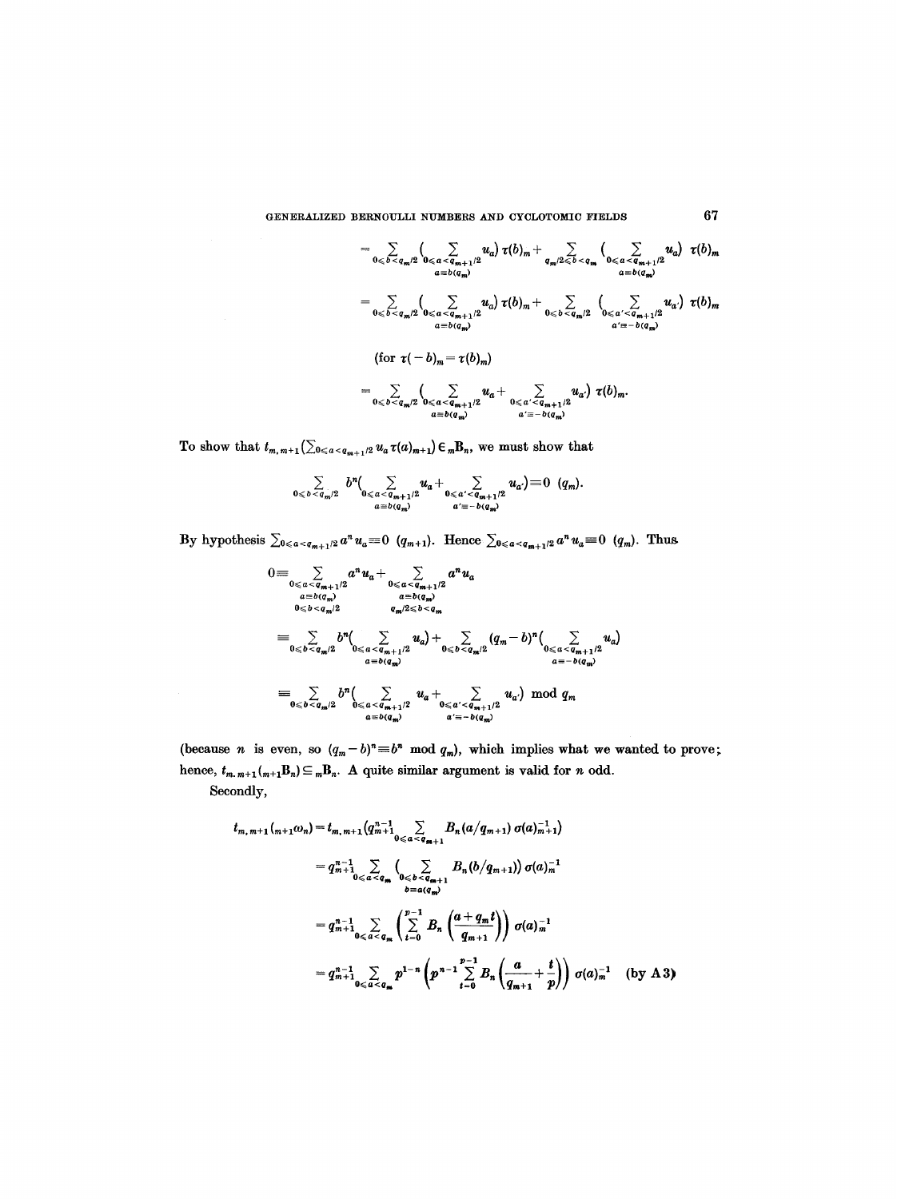$$= \sum_{0 \leqslant b < q_m/2} \Big( \sum_{\substack{0 \leqslant a < q_{m+1}/2 \\ a \equiv b(q_m)}} u_a \Big) \tau(b)_m + \sum_{q_m/2 \leqslant b < q_m} \Big( \sum_{\substack{0 \leqslant a < q_{m+1}/2 \\ a \equiv b(q_m)}} u_a \Big) \tau(b)_m$$

$$= \sum_{0 \leqslant b < q_m/2} \Big( \sum_{\substack{0 \leqslant a < q_{m+1}/2 \\ a \equiv b(q_m)}} u_a \Big) \tau(b)_m + \sum_{0 \leqslant b < q_m/2} \Big( \sum_{\substack{0 \leqslant a' < q_{m+1}/2 \\ a' \equiv -b(q_m)}} u_{a'} \Big) \tau(b)_m$$

(for $\tau(-b)_m = \tau(b)_m$)

$$= \sum_{0 \leqslant b < q_m/2} \Big( \sum_{\substack{0 \leqslant a < q_{m+1}/2 \\ a \equiv b(q_m)}} u_a + \sum_{\substack{0 \leqslant a' < q_{m+1}/2 \\ a' \equiv -b(q_m)}} u_{a'} \Big) \tau(b)_m.$$

To show that $t_{m,m+1}\big(\sum_{0 \leqslant a < q_{m+1}/2} u_a \tau(a)_{m+1}\big) \in {}_m\mathbf{B}_n$, we must show that

$$\sum_{0 \leqslant b < q_m/2} b^n \Big( \sum_{\substack{0 \leqslant a < q_{m+1}/2 \\ a \equiv b(q_m)}} u_a + \sum_{\substack{0 \leqslant a' < q_{m+1}/2 \\ a' \equiv -b(q_m)}} u_{a'} \Big) \equiv 0 \ \ (q_m).$$

By hypothesis $\sum_{0 \leqslant a < q_{m+1}/2} a^n u_a \equiv 0 \ (q_{m+1})$. Hence $\sum_{0 \leqslant a < q_{m+1}/2} a^n u_a \equiv 0 \ (q_m)$. Thus

$$0 \equiv \sum_{\substack{0 \leqslant a < q_{m+1}/2 \\ a \equiv b(q_m) \\ 0 \leqslant b < q_m/2}} a^n u_a + \sum_{\substack{0 \leqslant a < q_{m+1}/2 \\ a \equiv b(q_m) \\ q_m/2 \leqslant b < q_m}} a^n u_a$$

$$\equiv \sum_{0 \leqslant b < q_m/2} b^n \Big( \sum_{\substack{0 \leqslant a < q_{m+1}/2 \\ a \equiv b(q_m)}} u_a \Big) + \sum_{0 \leqslant b < q_m/2} (q_m - b)^n \Big( \sum_{\substack{0 \leqslant a < q_{m+1}/2 \\ a \equiv -b(q_m)}} u_a \Big)$$

$$\equiv \sum_{0 \leqslant b < q_m/2} b^n \Big( \sum_{\substack{0 \leqslant a < q_{m+1}/2 \\ a \equiv b(q_m)}} u_a + \sum_{\substack{0 \leqslant a' < q_{m+1}/2 \\ a' \equiv -b(q_m)}} u_{a'} \Big) \bmod q_m$$

(because $n$ is even, so $(q_m - b)^n \equiv b^n \bmod q_m$), which implies what we wanted to prove; hence, $t_{m,m+1}({}_{m+1}\mathbf{B}_n) \subseteq {}_m\mathbf{B}_n$. A quite similar argument is valid for $n$ odd.

Secondly,

$$t_{m,m+1}({}_{m+1}\omega_n) = t_{m,m+1}\Big(q_{m+1}^{n-1} \sum_{0 \leqslant a < q_{m+1}} B_n(a/q_{m+1})\, \sigma(a)_{m+1}^{-1}\Big)$$

$$= q_{m+1}^{n-1} \sum_{0 \leqslant a < q_m} \Big( \sum_{\substack{0 \leqslant b < q_{m+1} \\ b \equiv a(q_m)}} B_n(b/q_{m+1}) \Big) \sigma(a)_m^{-1}$$

$$= q_{m+1}^{n-1} \sum_{0 \leqslant a < q_m} \left( \sum_{t=0}^{p-1} B_n\left(\frac{a + q_m t}{q_{m+1}}\right) \right) \sigma(a)_m^{-1}$$

$$= q_{m+1}^{n-1} \sum_{0 \leqslant a < q_m} p^{1-n} \left( p^{n-1} \sum_{t=0}^{p-1} B_n\left(\frac{a}{q_{m+1}} + \frac{t}{p}\right) \right) \sigma(a)_m^{-1} \quad \text{(by A 3)}$$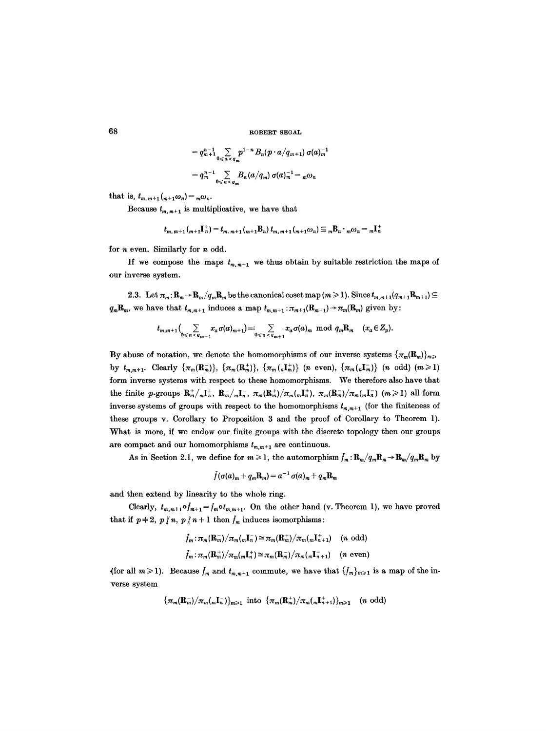$$= q_{m+1}^{n-1} \sum_{0 \leqslant a < q_m} p^{1-n} B_n(p \cdot a/q_{m+1})\, \sigma(a)_m^{-1}$$

$$= q_m^{n-1} \sum_{0 \leqslant a < q_m} B_n(a/q_m)\, \sigma(a)_m^{-1} = {}_m\omega_n$$

that is, $t_{m,m+1}({}_{m+1}\omega_n) = {}_m\omega_n$.

Because $t_{m,m+1}$ is multiplicative, we have that

$$t_{m,m+1}({}_{m+1}\mathbf{I}_n^+) = t_{m,m+1}({}_{m+1}\mathbf{B}_n)\, t_{m,m+1}({}_{m+1}\omega_n) \subseteq {}_m\mathbf{B}_n \cdot {}_m\omega_n = {}_m\mathbf{I}_n^+$$

for $n$ even. Similarly for $n$ odd.

If we compose the maps $t_{m,m+1}$ we thus obtain by suitable restriction the maps of our inverse system.

2.3. Let $\pi_m : \mathbf{R}_m \to \mathbf{R}_m / q_m \mathbf{R}_m$ be the canonical coset map ($m \geqslant 1$). Since $t_{m,m+1}(q_{m+1}\mathbf{R}_{m+1}) \subseteq q_m \mathbf{R}_m$, we have that $t_{m,m+1}$ induces a map $t_{m,m+1} : \pi_{m+1}(\mathbf{R}_{m+1}) \to \pi_m(\mathbf{R}_m)$ given by:

$$t_{m,m+1}\Big(\sum_{0 \leqslant a < q_{m+1}} x_a \sigma(a)_{m+1}\Big) \equiv \sum_{0 \leqslant a < q_{m+1}} x_a \sigma(a)_m \mod q_m \mathbf{R}_m \quad (x_a \in Z_p).$$

By abuse of notation, we denote the homomorphisms of our inverse systems $\{\pi_m(\mathbf{R}_m)\}_{m \geqslant}$ by $t_{m,m+1}$. Clearly $\{\pi_m(\mathbf{R}_m^-)\}$, $\{\pi_m(\mathbf{R}_m^+)\}$, $\{\pi_m({}_n\mathbf{I}_m^+)\}$ ($n$ even), $\{\pi_m({}_n\mathbf{I}_m^-)\}$ ($n$ odd) ($m \geqslant 1$) form inverse systems with respect to these homomorphisms. We therefore also have that the finite $p$-groups $\mathbf{R}_m^+/{}_m\mathbf{I}_n^+$, $\mathbf{R}_m^-/{}_m\mathbf{I}_n^-$, $\pi_m(\mathbf{R}_m^+)/\pi_m({}_m\mathbf{I}_n^+)$, $\pi_m(\mathbf{R}_m^-)/\pi_m({}_m\mathbf{I}_n^-)$ ($m \geqslant 1$) all form inverse systems of groups with respect to the homomorphisms $t_{m,m+1}$ (for the finiteness of these groups v. Corollary to Proposition 3 and the proof of Corollary to Theorem 1). What is more, if we endow our finite groups with the discrete topology then our groups are compact and our homomorphisms $t_{m,m+1}$ are continuous.

As in Section 2.1, we define for $m \geqslant 1$, the automorphism $\jmath_m : \mathbf{R}_m / q_m \mathbf{R}_m \to \mathbf{R}_m / q_m \mathbf{R}_m$ by

$$\jmath(\sigma(a)_m + q_m \mathbf{R}_m) = a^{-1} \sigma(a)_m + q_m \mathbf{R}_m$$

and then extend by linearity to the whole ring.

Clearly, $t_{m,m+1} \circ \jmath_{m+1} = \jmath_m \circ t_{m,m+1}$. On the other hand (v. Theorem 1), we have proved that if $p \neq 2$, $p \nmid n$, $p \nmid n+1$ then $\jmath_m$ induces isomorphisms:

$$\jmath_m : \pi_m(\mathbf{R}_m^-)/\pi_m({}_m\mathbf{I}_n^-) \cong \pi_m(\mathbf{R}_m^+)/\pi_m({}_m\mathbf{I}_{n+1}^+) \quad (n \text{ odd})$$

$$\jmath_m : \pi_m(\mathbf{R}_m^+)/\pi_m({}_m\mathbf{I}_n^+) \cong \pi_m(\mathbf{R}_m^-)/\pi_m({}_m\mathbf{I}_{n+1}^-) \quad (n \text{ even})$$

(for all $m \geqslant 1$). Because $\jmath_m$ and $t_{m,m+1}$ commute, we have that $\{\jmath_m\}_{m \geqslant 1}$ is a map of the inverse system

$$\{\pi_m(\mathbf{R}_m^-)/\pi_m({}_m\mathbf{I}_n^-)\}_{m \geqslant 1} \text{ into } \{\pi_m(\mathbf{R}_m^+)/\pi_m({}_m\mathbf{I}_{n+1}^+)\}_{m \geqslant 1} \quad (n \text{ odd})$$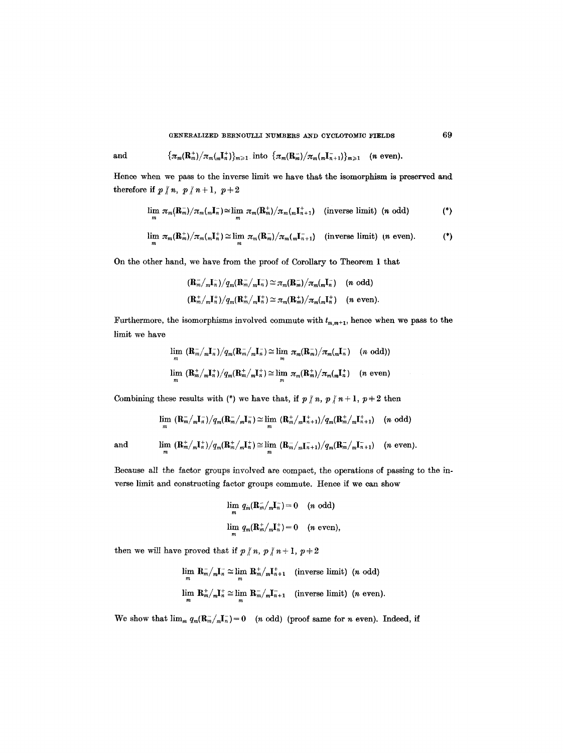and $\qquad \{\pi_m(\mathbf{R}_m^+)/\pi_m({}_m\mathbf{I}_n^+)\}_{m\geqslant 1}$ into $\{\pi_m(\mathbf{R}_m^-)/\pi_m({}_m\mathbf{I}_{n+1}^-)\}_{m\geqslant 1}$ $\quad$ ($n$ even).

Hence when we pass to the inverse limit we have that the isomorphism is preserved and therefore if $p \nmid n$, $p \nmid n+1$, $p \neq 2$

$$\lim_m \pi_m(\mathbf{R}_m^-)/\pi_m({}_m\mathbf{I}_n^-) \cong \lim_m \pi_m(\mathbf{R}_m^+)/\pi_m({}_m\mathbf{I}_{n+1}^+) \quad \text{(inverse limit)} \quad (n \text{ odd}) \qquad (*)$$

$$\lim_m \pi_m(\mathbf{R}_m^+)/\pi_m({}_m\mathbf{I}_n^+) \cong \lim_m \pi_m(\mathbf{R}_m^-)/\pi_m({}_m\mathbf{I}_{n+1}^-) \quad \text{(inverse limit)} \quad (n \text{ even}). \qquad (*)$$

On the other hand, we have from the proof of Corollary to Theorem 1 that

$$(\mathbf{R}_m^-/{}_m\mathbf{I}_n^-)/q_m(\mathbf{R}_m^-/{}_m\mathbf{I}_n^-) \cong \pi_m(\mathbf{R}_m^-)/\pi_m({}_m\mathbf{I}_n^-) \quad (n \text{ odd})$$

$$(\mathbf{R}_m^+/{}_m\mathbf{I}_n^+)/q_m(\mathbf{R}_m^+/{}_m\mathbf{I}_n^+) \cong \pi_m(\mathbf{R}_m^+)/\pi_m({}_m\mathbf{I}_n^+) \quad (n \text{ even}).$$

Furthermore, the isomorphisms involved commute with $t_{m,m+1}$, hence when we pass to the limit we have

$$\lim_m (\mathbf{R}_m^-/{}_m\mathbf{I}_n^-)/q_m(\mathbf{R}_m^-/{}_m\mathbf{I}_n^-) \cong \lim_m \pi_m(\mathbf{R}_m^-)/\pi_m({}_m\mathbf{I}_n^-) \quad (n \text{ odd}))$$

$$\lim_m (\mathbf{R}_m^+/{}_m\mathbf{I}_n^+)/q_m(\mathbf{R}_m^+/{}_m\mathbf{I}_n^+) \cong \lim_m \pi_m(\mathbf{R}_m^+)/\pi_m({}_m\mathbf{I}_n^+) \quad (n \text{ even})$$

Combining these results with (*) we have that, if $p \nmid n$, $p \nmid n+1$, $p \neq 2$ then

$$\lim_m (\mathbf{R}_m^-/{}_m\mathbf{I}_n^-)/q_m(\mathbf{R}_m^-/{}_m\mathbf{I}_n^-) \cong \lim_m (\mathbf{R}_m^+/{}_m\mathbf{I}_{n+1}^+)/q_m(\mathbf{R}_m^+/{}_m\mathbf{I}_{n+1}^+) \quad (n \text{ odd})$$

and

$$\lim_m (\mathbf{R}_m^+/{}_m\mathbf{I}_n^+)/q_m(\mathbf{R}_m^+/{}_m\mathbf{I}_n^+) \cong \lim_m (\mathbf{R}_m^-/{}_m\mathbf{I}_{n+1}^-)/q_m(\mathbf{R}_m^-/{}_m\mathbf{I}_{n+1}^-) \quad (n \text{ even}).$$

Because all the factor groups involved are compact, the operations of passing to the inverse limit and constructing factor groups commute. Hence if we can show

$$\lim_m q_m(\mathbf{R}_m^-/{}_m\mathbf{I}_n^-) = 0 \quad (n \text{ odd})$$

$$\lim_m q_m(\mathbf{R}_m^+/{}_m\mathbf{I}_n^+) = 0 \quad (n \text{ even}),$$

then we will have proved that if $p \nmid n$, $p \nmid n+1$, $p \neq 2$

$$\lim_m \mathbf{R}_m^-/{}_m\mathbf{I}_n^- \cong \lim_m \mathbf{R}_m^+/{}_m\mathbf{I}_{n+1}^+ \quad \text{(inverse limit)} \quad (n \text{ odd})$$

$$\lim_m \mathbf{R}_m^+/{}_m\mathbf{I}_n^+ \cong \lim_m \mathbf{R}_m^-/{}_m\mathbf{I}_{n+1}^- \quad \text{(inverse limit)} \quad (n \text{ even}).$$

We show that $\lim_m q_m(\mathbf{R}_m^-/{}_m\mathbf{I}_n^-) = 0$ $\quad$ ($n$ odd) (proof same for $n$ even). Indeed, if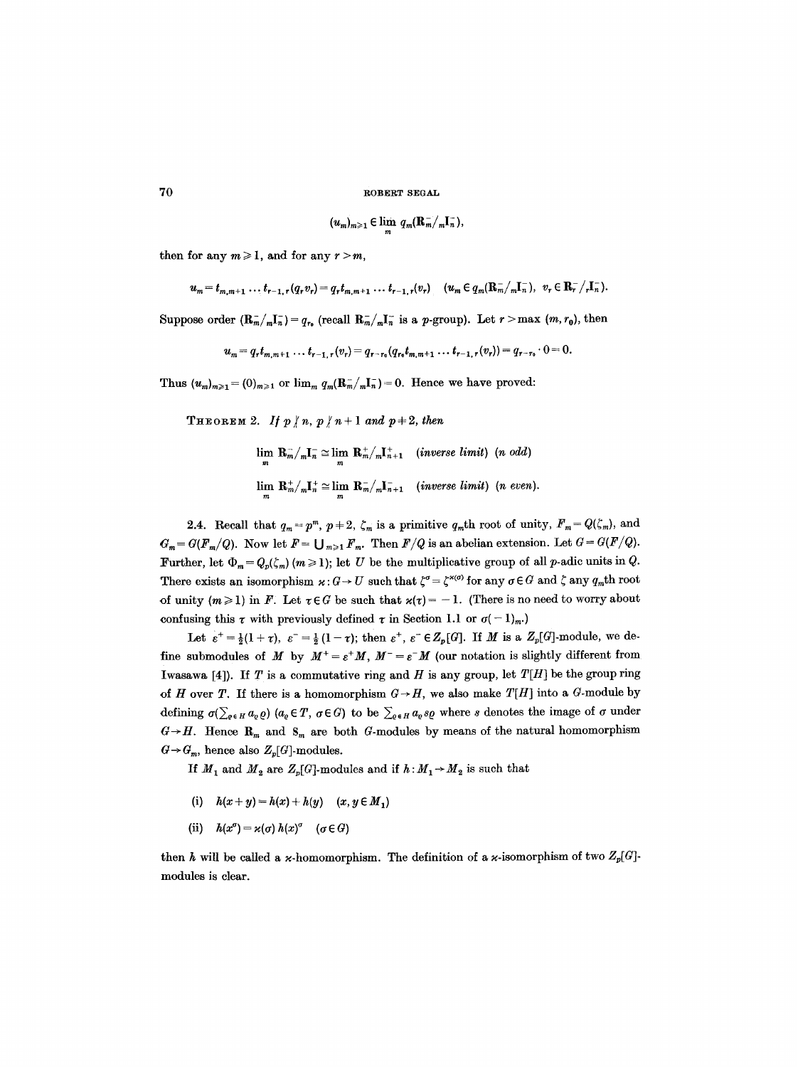$$(u_m)_{m\geqslant 1} \in \lim_m q_m(\mathbf{R}_m^-/_m\mathbf{I}_n^-),$$

then for any $m \geqslant 1$, and for any $r > m$,

$$u_m = t_{m,m+1} \dots t_{r-1,r}(q_r v_r) = q_r t_{m,m+1} \dots t_{r-1,r}(v_r) \quad (u_m \in q_m(\mathbf{R}_m^-/_m\mathbf{I}_n^-),\ v_r \in \mathbf{R}_r^-/_r\mathbf{I}_n^-).$$

Suppose order $(\mathbf{R}_m^-/_m\mathbf{I}_n^-) = q_{r_0}$ (recall $\mathbf{R}_m^-/_m\mathbf{I}_n^-$ is a $p$-group). Let $r > \max(m, r_0)$, then

$$u_m = q_r t_{m,m+1} \dots t_{r-1,r}(v_r) = q_{r-r_0}(q_{r_0} t_{m,m+1} \dots t_{r-1,r}(v_r)) = q_{r-r_0} \cdot 0 = 0.$$

Thus $(u_m)_{m\geqslant 1} = (0)_{m\geqslant 1}$ or $\lim_m q_m(\mathbf{R}_m^-/_m\mathbf{I}_n^-) = 0$. Hence we have proved:

THEOREM 2. *If $p \nmid n$, $p \nmid n+1$ and $p \neq 2$, then*

$$\lim_m \mathbf{R}_m^-/_m\mathbf{I}_n^- \cong \lim_m \mathbf{R}_m^+/_m\mathbf{I}_{n+1}^+ \quad (\textit{inverse limit}) \ (n \ \textit{odd})$$

$$\lim_m \mathbf{R}_m^+/_m\mathbf{I}_n^+ \cong \lim_m \mathbf{R}_m^-/_m\mathbf{I}_{n+1}^- \quad (\textit{inverse limit}) \ (n \ \textit{even}).$$

2.4. Recall that $q_m = p^m$, $p \neq 2$, $\zeta_m$ is a primitive $q_m$th root of unity, $F_m = Q(\zeta_m)$, and $G_m = G(F_m/Q)$. Now let $F = \bigcup_{m\geqslant 1} F_m$. Then $F/Q$ is an abelian extension. Let $G = G(F/Q)$. Further, let $\Phi_m = Q_p(\zeta_m)$ $(m \geqslant 1)$; let $U$ be the multiplicative group of all $p$-adic units in $Q$. There exists an isomorphism $\varkappa : G \to U$ such that $\zeta^\sigma = \zeta^{\varkappa(\sigma)}$ for any $\sigma \in G$ and $\zeta$ any $q_m$th root of unity $(m \geqslant 1)$ in $F$. Let $\tau \in G$ be such that $\varkappa(\tau) = -1$. (There is no need to worry about confusing this $\tau$ with previously defined $\tau$ in Section 1.1 or $\sigma(-1)_m$.)

Let $\varepsilon^+ = \frac{1}{2}(1+\tau)$, $\varepsilon^- = \frac{1}{2}(1-\tau)$; then $\varepsilon^+, \varepsilon^- \in Z_p[G]$. If $M$ is a $Z_p[G]$-module, we define submodules of $M$ by $M^+ = \varepsilon^+ M$, $M^- = \varepsilon^- M$ (our notation is slightly different from Iwasawa [4]). If $T$ is a commutative ring and $H$ is any group, let $T[H]$ be the group ring of $H$ over $T$. If there is a homomorphism $G \to H$, we also make $T[H]$ into a $G$-module by defining $\sigma(\sum_{\varrho \in H} a_\varrho \varrho)$ $(a_\varrho \in T, \sigma \in G)$ to be $\sum_{\varrho \in H} a_\varrho s\varrho$ where $s$ denotes the image of $\sigma$ under $G \to H$. Hence $\mathbf{R}_m$ and $\mathbf{S}_m$ are both $G$-modules by means of the natural homomorphism $G \to G_m$, hence also $Z_p[G]$-modules.

If $M_1$ and $M_2$ are $Z_p[G]$-modules and if $h : M_1 \to M_2$ is such that

(i) $h(x+y) = h(x) + h(y) \quad (x, y \in M_1)$

(ii) $h(x^\sigma) = \varkappa(\sigma)\, h(x)^\sigma \quad (\sigma \in G)$

then $h$ will be called a $\varkappa$-homomorphism. The definition of a $\varkappa$-isomorphism of two $Z_p[G]$-modules is clear.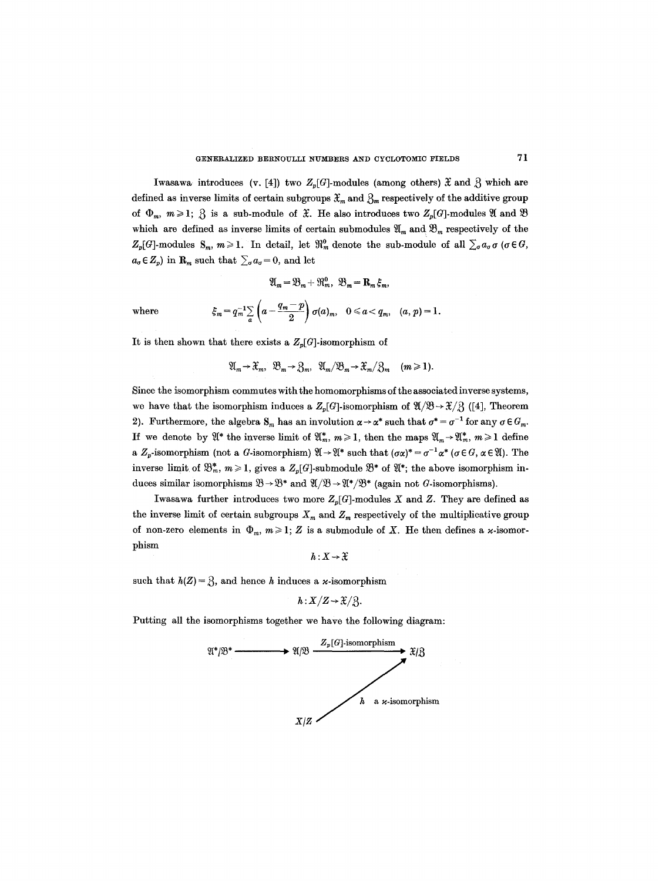Iwasawa introduces (v. [4]) two $Z_p[G]$-modules (among others) $\mathfrak{X}$ and $\mathfrak{Z}$ which are defined as inverse limits of certain subgroups $\mathfrak{X}_m$ and $\mathfrak{Z}_m$ respectively of the additive group of $\Phi_m$, $m \geqslant 1$; $\mathfrak{Z}$ is a sub-module of $\mathfrak{X}$. He also introduces two $Z_p[G]$-modules $\mathfrak{A}$ and $\mathfrak{B}$ which are defined as inverse limits of certain submodules $\mathfrak{A}_m$ and $\mathfrak{B}_m$ respectively of the $Z_p[G]$-modules $\mathbf{S}_m$, $m \geqslant 1$. In detail, let $\mathfrak{R}_m^0$ denote the sub-module of all $\sum_\sigma a_\sigma \sigma$ ($\sigma \in G$, $a_\sigma \in Z_p$) in $\mathbf{R}_m$ such that $\sum_\sigma a_\sigma = 0$, and let

$$\mathfrak{A}_m = \mathfrak{B}_m + \mathfrak{R}_m^0, \quad \mathfrak{B}_m = \mathbf{R}_m \xi_m,$$

where

$$\xi_m = q_m^{-1} \sum_a \left( a - \frac{q_m - p}{2} \right) \sigma(a)_m, \quad 0 \leqslant a < q_m, \quad (a, p) = 1.$$

It is then shown that there exists a $Z_p[G]$-isomorphism of

$$\mathfrak{A}_m \to \mathfrak{X}_m, \quad \mathfrak{B}_m \to \mathfrak{Z}_m, \quad \mathfrak{A}_m/\mathfrak{B}_m \to \mathfrak{X}_m/\mathfrak{Z}_m \quad (m \geqslant 1).$$

Since the isomorphism commutes with the homomorphisms of the associated inverse systems, we have that the isomorphism induces a $Z_p[G]$-isomorphism of $\mathfrak{A}/\mathfrak{B} \to \mathfrak{X}/\mathfrak{Z}$ ([4], Theorem 2). Furthermore, the algebra $\mathbf{S}_m$ has an involution $\alpha \to \alpha^*$ such that $\sigma^* = \sigma^{-1}$ for any $\sigma \in G_m$. If we denote by $\mathfrak{A}^*$ the inverse limit of $\mathfrak{A}_m^*$, $m \geqslant 1$, then the maps $\mathfrak{A}_m \to \mathfrak{A}_m^*$, $m \geqslant 1$ define a $Z_p$-isomorphism (not a $G$-isomorphism) $\mathfrak{A} \to \mathfrak{A}^*$ such that $(\sigma\alpha)^* = \sigma^{-1}\alpha^*$ ($\sigma \in G$, $\alpha \in \mathfrak{A}$). The inverse limit of $\mathfrak{B}_m^*$, $m \geqslant 1$, gives a $Z_p[G]$-submodule $\mathfrak{B}^*$ of $\mathfrak{A}^*$; the above isomorphism induces similar isomorphisms $\mathfrak{B} \to \mathfrak{B}^*$ and $\mathfrak{A}/\mathfrak{B} \to \mathfrak{A}^*/\mathfrak{B}^*$ (again not $G$-isomorphisms).

Iwasawa further introduces two more $Z_p[G]$-modules $X$ and $Z$. They are defined as the inverse limit of certain subgroups $X_m$ and $Z_m$ respectively of the multiplicative group of non-zero elements in $\Phi_m$, $m \geqslant 1$; $Z$ is a submodule of $X$. He then defines a $\varkappa$-isomorphism

$$h: X \to \mathfrak{X}$$

such that $h(Z) = \mathfrak{Z}$, and hence $h$ induces a $\varkappa$-isomorphism

$$h: X/Z \to \mathfrak{X}/\mathfrak{Z}.$$

Putting all the isomorphisms together we have the following diagram:

$$\begin{array}{ccccc} \mathfrak{A}^*/\mathfrak{B}^* & \longrightarrow & \mathfrak{A}/\mathfrak{B} & \xrightarrow{Z_p[G]\text{-isomorphism}} & \mathfrak{X}/\mathfrak{Z} \\ & & & \nearrow_{h \ \text{a } \varkappa\text{-isomorphism}} & \\ & & X/Z & & \end{array}$$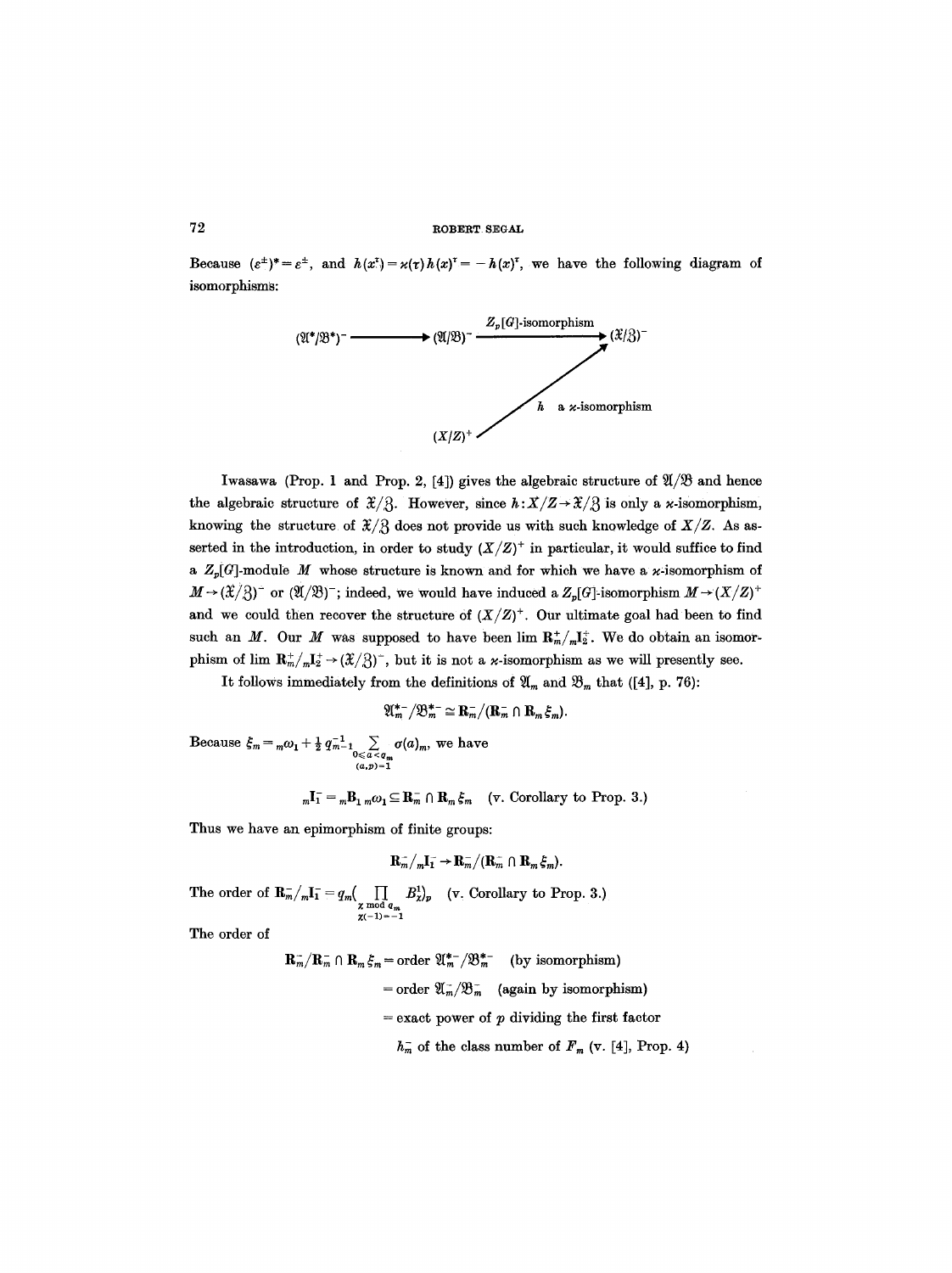Because $(\varepsilon^{\pm})^* = \varepsilon^{\pm}$, and $h(x^{\tau}) = \varkappa(\tau)\, h(x)^{\tau} = -h(x)^{\tau}$, we have the following diagram of isomorphisms:

$$
\begin{array}{ccccc}
(\mathfrak{A}^*/\mathfrak{B}^*)^- & \longrightarrow & (\mathfrak{A}/\mathfrak{B})^- & \xrightarrow{Z_p[G]\text{-isomorphism}} & (\mathfrak{X}/\mathfrak{Z})^- \\
 & & & \nearrow{\scriptstyle h \text{ a } \varkappa\text{-isomorphism}} & \\
 & & (X/Z)^+ & &
\end{array}
$$

Iwasawa (Prop. 1 and Prop. 2, [4]) gives the algebraic structure of $\mathfrak{A}/\mathfrak{B}$ and hence the algebraic structure of $\mathfrak{X}/\mathfrak{Z}$. However, since $h: X/Z \to \mathfrak{X}/\mathfrak{Z}$ is only a $\varkappa$-isomorphism, knowing the structure of $\mathfrak{X}/\mathfrak{Z}$ does not provide us with such knowledge of $X/Z$. As asserted in the introduction, in order to study $(X/Z)^+$ in particular, it would suffice to find a $Z_p[G]$-module $M$ whose structure is known and for which we have a $\varkappa$-isomorphism of $M \to (\mathfrak{X}/\mathfrak{Z})^-$ or $(\mathfrak{A}/\mathfrak{B})^-$; indeed, we would have induced a $Z_p[G]$-isomorphism $M \to (X/Z)^+$ and we could then recover the structure of $(X/Z)^+$. Our ultimate goal had been to find such an $M$. Our $M$ was supposed to have been $\lim \mathbf{R}_m^+/{}_m\mathbf{I}_2^+$. We do obtain an isomorphism of $\lim \mathbf{R}_m^+/{}_m\mathbf{I}_2^+ \to (\mathfrak{X}/\mathfrak{Z})^-$, but it is not a $\varkappa$-isomorphism as we will presently see.

It follows immediately from the definitions of $\mathfrak{A}_m$ and $\mathfrak{B}_m$ that ([4], p. 76):

$$\mathfrak{A}_m^{*-}/\mathfrak{B}_m^{*-} \cong \mathbf{R}_m^-/(\mathbf{R}_m^- \cap \mathbf{R}_m \xi_m).$$

Because $\xi_m = {}_m\omega_1 + \frac{1}{2} q_{m-1}^{-1} \sum_{\substack{0 \leqslant a < q_m \\ (a,p)=1}} \sigma(a)_m$, we have

$${}_m\mathbf{I}_1^- = {}_m\mathbf{B}_1\, {}_m\omega_1 \subseteq \mathbf{R}_m^- \cap \mathbf{R}_m \xi_m \quad \text{(v. Corollary to Prop. 3.)}$$

Thus we have an epimorphism of finite groups:

$$\mathbf{R}_m^-/{}_m\mathbf{I}_1^- \to \mathbf{R}_m^-/(\mathbf{R}_m^- \cap \mathbf{R}_m \xi_m).$$

The order of $\mathbf{R}_m^-/{}_m\mathbf{I}_1^- = q_m\big(\prod_{\substack{\chi \bmod q_m \\ \chi(-1)=-1}} B_\chi^1\big)_p$ (v. Corollary to Prop. 3.)

The order of

$$
\begin{aligned}
\mathbf{R}_m^-/\mathbf{R}_m^- \cap \mathbf{R}_m \xi_m &= \text{order } \mathfrak{A}_m^{*-}/\mathfrak{B}_m^{*-} \quad \text{(by isomorphism)} \\
&= \text{order } \mathfrak{A}_m^-/\mathfrak{B}_m^- \quad \text{(again by isomorphism)} \\
&= \text{exact power of } p \text{ dividing the first factor} \\
&\quad\ h_m^- \text{ of the class number of } F_m \text{ (v. [4], Prop. 4)}
\end{aligned}
$$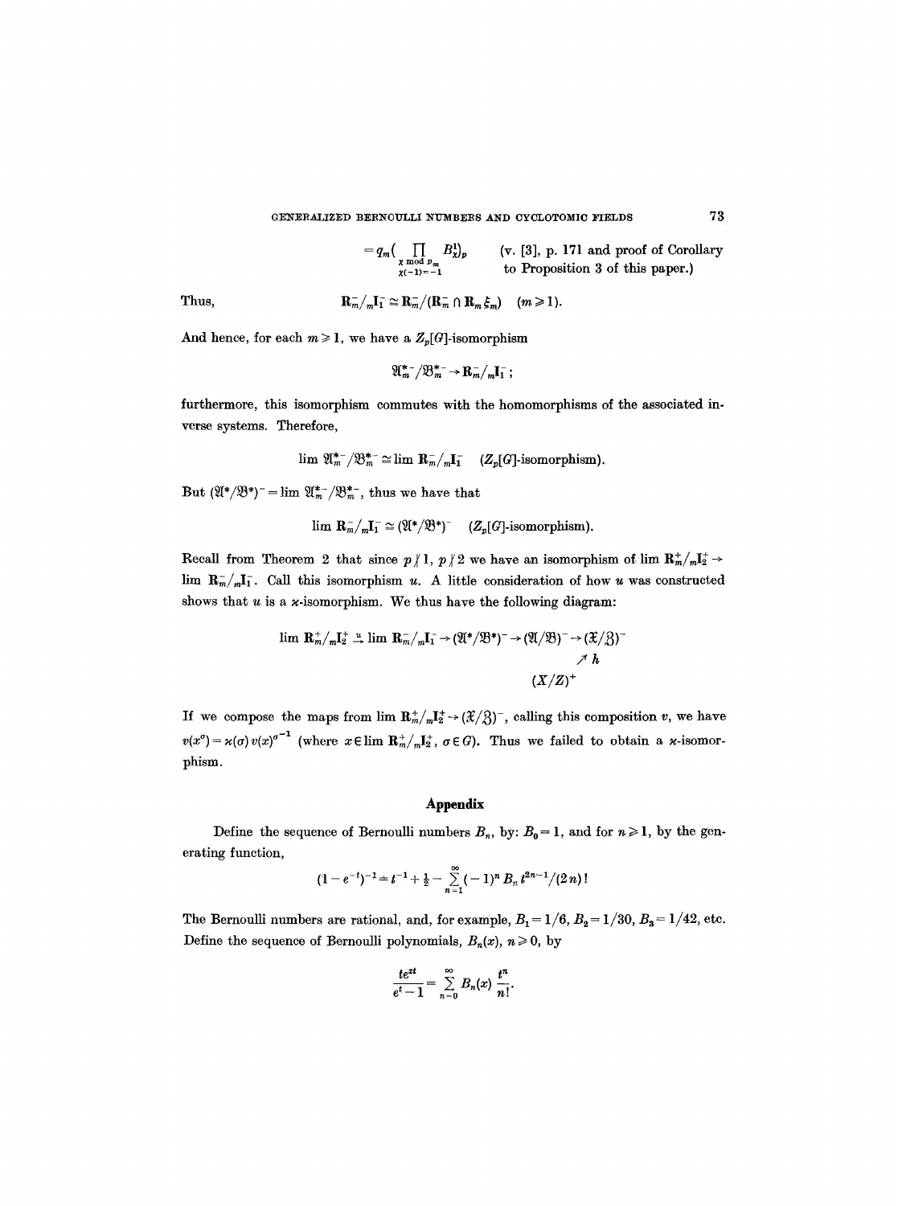$$= q_m \Big( \prod_{\substack{\chi \bmod p_m \\ \chi(-1)=-1}} B_\chi^1 \Big)_p \qquad \text{(v. [3], p. 171 and proof of Corollary to Proposition 3 of this paper.)}$$

Thus,

$$\mathbf{R}_m^- / {}_m\mathbf{I}_1^- \cong \mathbf{R}_m^- / (\mathbf{R}_m^- \cap \mathbf{R}_m \xi_m) \quad (m \geqslant 1).$$

And hence, for each $m \geqslant 1$, we have a $Z_p[G]$-isomorphism

$$\mathfrak{A}_m^{*-} / \mathfrak{B}_m^{*-} \to \mathbf{R}_m^- / {}_m\mathbf{I}_1^- ;$$

furthermore, this isomorphism commutes with the homomorphisms of the associated inverse systems. Therefore,

$$\lim \mathfrak{A}_m^{*-} / \mathfrak{B}_m^{*-} \cong \lim \mathbf{R}_m^- / {}_m\mathbf{I}_1^- \quad (Z_p[G]\text{-isomorphism}).$$

But $(\mathfrak{A}^* / \mathfrak{B}^*)^- = \lim \mathfrak{A}_m^{*-} / \mathfrak{B}_m^{*-}$, thus we have that

$$\lim \mathbf{R}_m^- / {}_m\mathbf{I}_1^- \cong (\mathfrak{A}^* / \mathfrak{B}^*)^- \quad (Z_p[G]\text{-isomorphism}).$$

Recall from Theorem 2 that since $p \nmid 1$, $p \nmid 2$ we have an isomorphism of $\lim \mathbf{R}_m^+ / {}_m\mathbf{I}_2^+ \to \lim \mathbf{R}_m^- / {}_m\mathbf{I}_1^-$. Call this isomorphism $u$. A little consideration of how $u$ was constructed shows that $u$ is a $\varkappa$-isomorphism. We thus have the following diagram:

$$\lim \mathbf{R}_m^+ / {}_m\mathbf{I}_2^+ \xrightarrow{u} \lim \mathbf{R}_m^- / {}_m\mathbf{I}_1^- \to (\mathfrak{A}^* / \mathfrak{B}^*)^- \to (\mathfrak{A} / \mathfrak{B})^- \to (\mathfrak{X} / \mathfrak{Z})^-$$
$$\nearrow h$$
$$(X/Z)^+$$

If we compose the maps from $\lim \mathbf{R}_m^+ / {}_m\mathbf{I}_2^+ \to (\mathfrak{X} / \mathfrak{Z})^-$, calling this composition $v$, we have $v(x^\sigma) = \varkappa(\sigma)\, v(x)^{\sigma^{-1}}$ (where $x \in \lim \mathbf{R}_m^+ / {}_m\mathbf{I}_2^+$, $\sigma \in G$). Thus we failed to obtain a $\varkappa$-isomorphism.

## Appendix

Define the sequence of Bernoulli numbers $B_n$, by: $B_0 = 1$, and for $n \geqslant 1$, by the generating function,

$$(1 - e^{-t})^{-1} = t^{-1} + \tfrac{1}{2} - \sum_{n=1}^{\infty} (-1)^n B_n t^{2n-1} / (2n)!$$

The Bernoulli numbers are rational, and, for example, $B_1 = 1/6$, $B_2 = 1/30$, $B_3 = 1/42$, etc. Define the sequence of Bernoulli polynomials, $B_n(x)$, $n \geqslant 0$, by

$$\frac{te^{xt}}{e^t - 1} = \sum_{n=0}^{\infty} B_n(x) \frac{t^n}{n!}.$$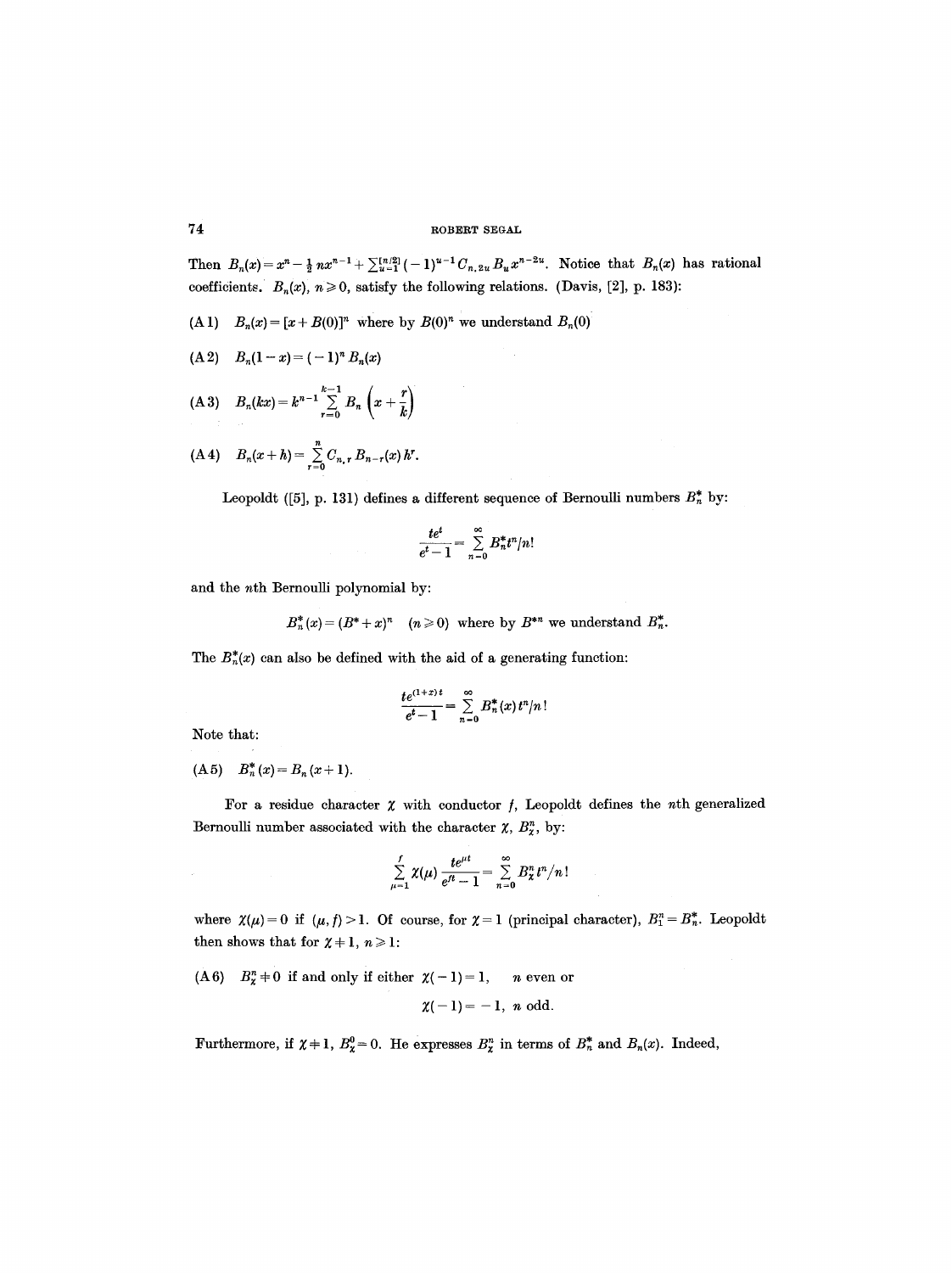Then $B_n(x) = x^n - \frac{1}{2} nx^{n-1} + \sum_{u=1}^{[n/2]} (-1)^{u-1} C_{n,2u} B_u x^{n-2u}$. Notice that $B_n(x)$ has rational coefficients. $B_n(x)$, $n \geq 0$, satisfy the following relations. (Davis, [2], p. 183):

(A 1) $B_n(x) = [x + B(0)]^n$ where by $B(0)^n$ we understand $B_n(0)$

(A 2) $B_n(1-x) = (-1)^n B_n(x)$

(A 3) $B_n(kx) = k^{n-1} \sum_{r=0}^{k-1} B_n\left(x + \frac{r}{k}\right)$

(A 4) $B_n(x+h) = \sum_{r=0}^{n} C_{n,r} B_{n-r}(x) h^r$.

Leopoldt ([5], p. 131) defines a different sequence of Bernoulli numbers $B_n^*$ by:

$$\frac{te^t}{e^t - 1} = \sum_{n=0}^{\infty} B_n^* t^n/n!$$

and the $n$th Bernoulli polynomial by:

$$B_n^*(x) = (B^* + x)^n \quad (n \geq 0) \text{ where by } B^{*n} \text{ we understand } B_n^*.$$

The $B_n^*(x)$ can also be defined with the aid of a generating function:

$$\frac{te^{(1+x)t}}{e^t - 1} = \sum_{n=0}^{\infty} B_n^*(x) t^n/n!$$

Note that:

(A 5) $B_n^*(x) = B_n(x+1)$.

For a residue character $\chi$ with conductor $f$, Leopoldt defines the $n$th generalized Bernoulli number associated with the character $\chi$, $B_\chi^n$, by:

$$\sum_{\mu=1}^{f} \chi(\mu) \frac{te^{\mu t}}{e^{ft} - 1} = \sum_{n=0}^{\infty} B_\chi^n t^n/n!$$

where $\chi(\mu) = 0$ if $(\mu, f) > 1$. Of course, for $\chi = 1$ (principal character), $B_1^n = B_n^*$. Leopoldt then shows that for $\chi \neq 1$, $n \geq 1$:

(A 6) $B_\chi^n \neq 0$ if and only if either $\chi(-1) = 1$, $\quad n$ even or

$\chi(-1) = -1$, $n$ odd.

Furthermore, if $\chi \neq 1$, $B_\chi^0 = 0$. He expresses $B_\chi^n$ in terms of $B_n^*$ and $B_n(x)$. Indeed,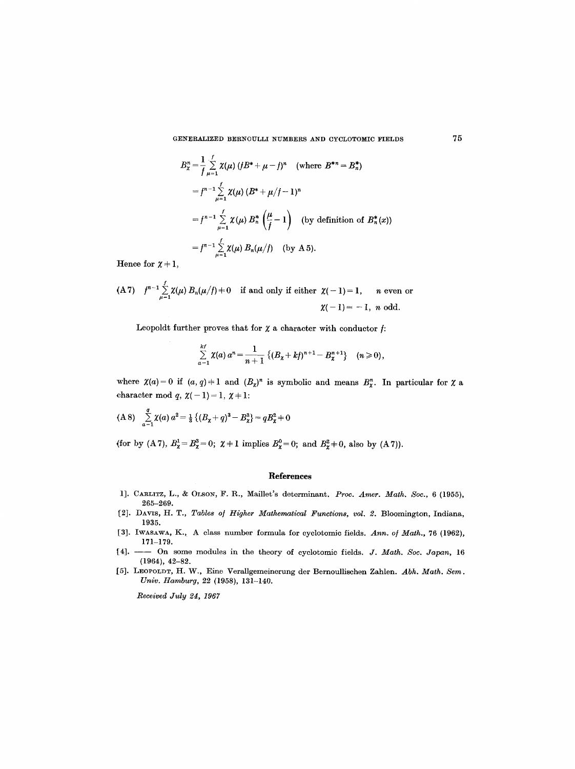$$B_\chi^n = \frac{1}{f}\sum_{\mu=1}^{f} \chi(\mu)\,(fB^* + \mu - f)^n \quad (\text{where } B^{*n} = B_n^*)$$

$$= f^{n-1}\sum_{\mu=1}^{f} \chi(\mu)\,(B^* + \mu/f - 1)^n$$

$$= f^{n-1}\sum_{\mu=1}^{f} \chi(\mu)\,B_n^*\left(\frac{\mu}{f} - 1\right) \quad (\text{by definition of } B_n^*(x))$$

$$= f^{n-1}\sum_{\mu=1}^{f} \chi(\mu)\,B_n(\mu/f) \quad (\text{by A 5}).$$

Hence for $\chi \neq 1$,

$$\text{(A 7)} \quad f^{n-1}\sum_{\mu=1}^{f} \chi(\mu)\,B_n(\mu/f) \neq 0 \quad \text{if and only if either } \chi(-1) = 1, \quad n \text{ even or } \chi(-1) = -1, \; n \text{ odd.}$$

Leopoldt further proves that for $\chi$ a character with conductor $f$:

$$\sum_{a=1}^{kf} \chi(a)\,a^n = \frac{1}{n+1}\{(B_\chi + kf)^{n+1} - B_\chi^{n+1}\} \quad (n \geqslant 0),$$

where $\chi(a) = 0$ if $(a, q) \neq 1$ and $(B_\chi)^n$ is symbolic and means $B_\chi^n$. In particular for $\chi$ a character mod $q$, $\chi(-1) = 1$, $\chi \neq 1$:

$$\text{(A 8)} \quad \sum_{a=1}^{q} \chi(a)\,a^2 = \tfrac{1}{3}\{(B_\chi + q)^3 - B_\chi^3\} = qB_\chi^2 \neq 0$$

(for by (A 7), $B_\chi^1 = B_\chi^3 = 0$; $\chi \neq 1$ implies $B_\chi^0 = 0$; and $B_\chi^2 \neq 0$, also by (A 7)).

## References

[1]. Carlitz, L., & Olson, F. R., Maillet's determinant. *Proc. Amer. Math. Soc.*, 6 (1955), 265–269.

[2]. Davis, H. T., *Tables of Higher Mathematical Functions, vol. 2*. Bloomington, Indiana, 1935.

[3]. Iwasawa, K., A class number formula for cyclotomic fields. *Ann. of Math.*, 76 (1962), 171–179.

[4]. —— On some modules in the theory of cyclotomic fields. *J. Math. Soc. Japan*, 16 (1964), 42–82.

[5]. Leopoldt, H. W., Eine Verallgemeinerung der Bernoullischen Zahlen. *Abh. Math. Sem. Univ. Hamburg*, 22 (1958), 131–140.

*Received July 24, 1967*